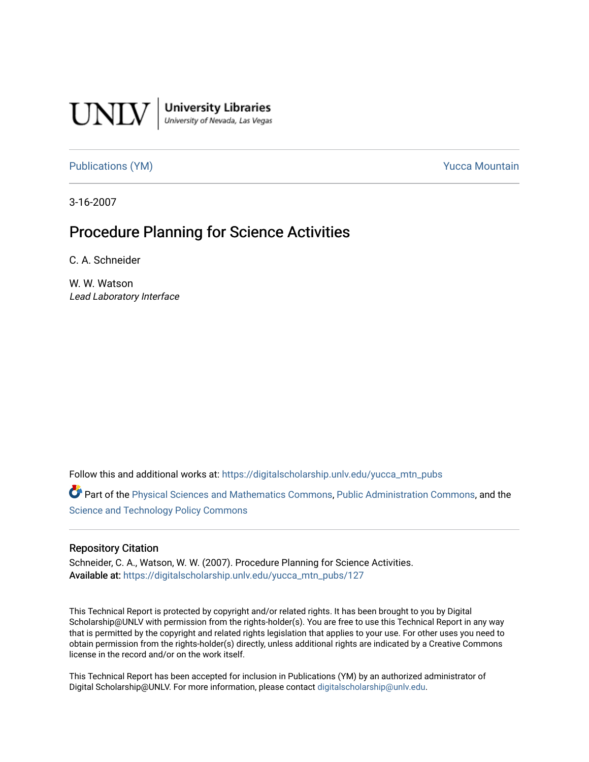UNLV | University Libraries
University of Nevada, Las Vegas

Publications (YM) Yucca Mountain

3-16-2007

# Procedure Planning for Science Activities

C. A. Schneider

W. W. Watson
*Lead Laboratory Interface*

Follow this and additional works at: https://digitalscholarship.unlv.edu/yucca_mtn_pubs

Part of the Physical Sciences and Mathematics Commons, Public Administration Commons, and the Science and Technology Policy Commons

## Repository Citation

Schneider, C. A., Watson, W. W. (2007). Procedure Planning for Science Activities.
Available at: https://digitalscholarship.unlv.edu/yucca_mtn_pubs/127

This Technical Report is protected by copyright and/or related rights. It has been brought to you by Digital Scholarship@UNLV with permission from the rights-holder(s). You are free to use this Technical Report in any way that is permitted by the copyright and related rights legislation that applies to your use. For other uses you need to obtain permission from the rights-holder(s) directly, unless additional rights are indicated by a Creative Commons license in the record and/or on the work itself.

This Technical Report has been accepted for inclusion in Publications (YM) by an authorized administrator of Digital Scholarship@UNLV. For more information, please contact digitalscholarship@unlv.edu.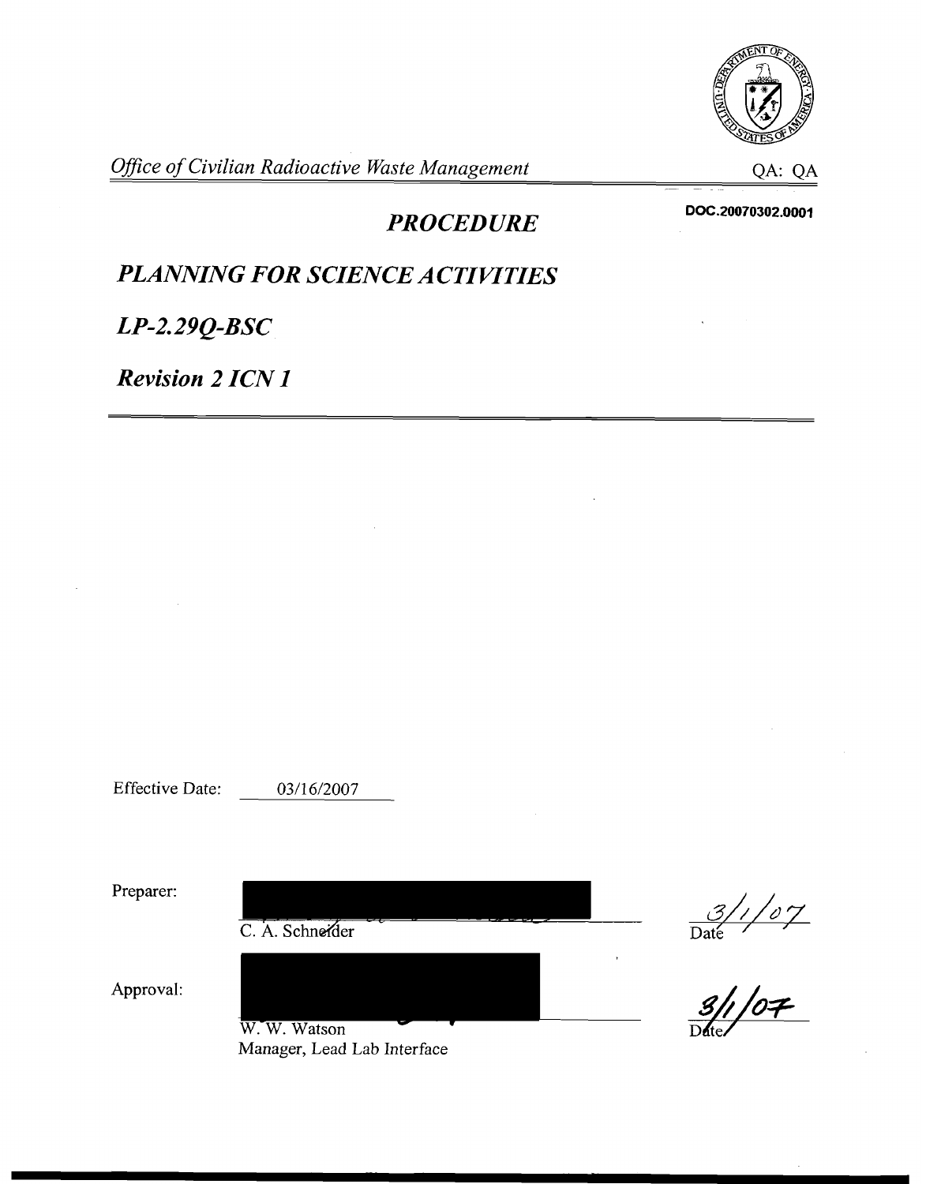*Office of Civilian Radioactive Waste Management*

QA: QA

DOC.20070302.0001

# *PROCEDURE*

## *PLANNING FOR SCIENCE ACTIVITIES*

## *LP-2.29Q-BSC*

## *Revision 2 ICN 1*

Effective Date: 03/16/2007

Preparer:

C. A. Schneider

3/1/07
Date

Approval:

W. W. Watson
Manager, Lead Lab Interface

3/1/07
Date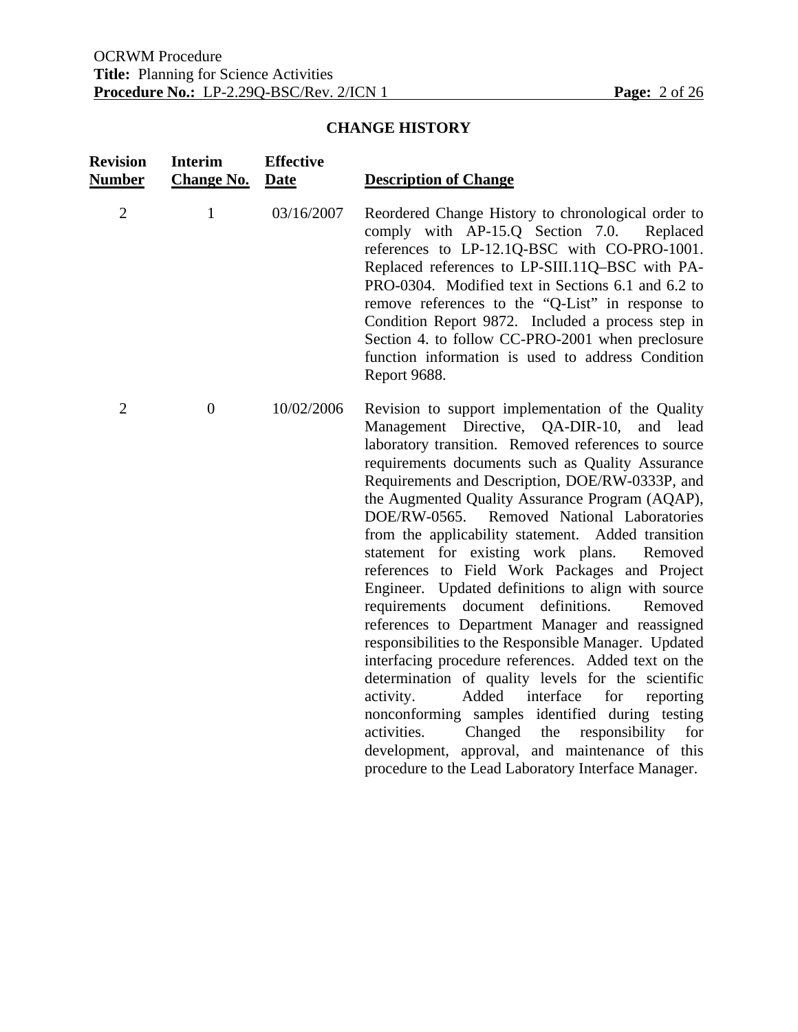## CHANGE HISTORY

| Revision Number | Interim Change No. | Effective Date | Description of Change |
|---|---|---|---|
| 2 | 1 | 03/16/2007 | Reordered Change History to chronological order to comply with AP-15.Q Section 7.0. Replaced references to LP-12.1Q-BSC with CO-PRO-1001. Replaced references to LP-SIII.11Q–BSC with PA-PRO-0304. Modified text in Sections 6.1 and 6.2 to remove references to the "Q-List" in response to Condition Report 9872. Included a process step in Section 4. to follow CC-PRO-2001 when preclosure function information is used to address Condition Report 9688. |
| 2 | 0 | 10/02/2006 | Revision to support implementation of the Quality Management Directive, QA-DIR-10, and lead laboratory transition. Removed references to source requirements documents such as Quality Assurance Requirements and Description, DOE/RW-0333P, and the Augmented Quality Assurance Program (AQAP), DOE/RW-0565. Removed National Laboratories from the applicability statement. Added transition statement for existing work plans. Removed references to Field Work Packages and Project Engineer. Updated definitions to align with source requirements document definitions. Removed references to Department Manager and reassigned responsibilities to the Responsible Manager. Updated interfacing procedure references. Added text on the determination of quality levels for the scientific activity. Added interface for reporting nonconforming samples identified during testing activities. Changed the responsibility for development, approval, and maintenance of this procedure to the Lead Laboratory Interface Manager. |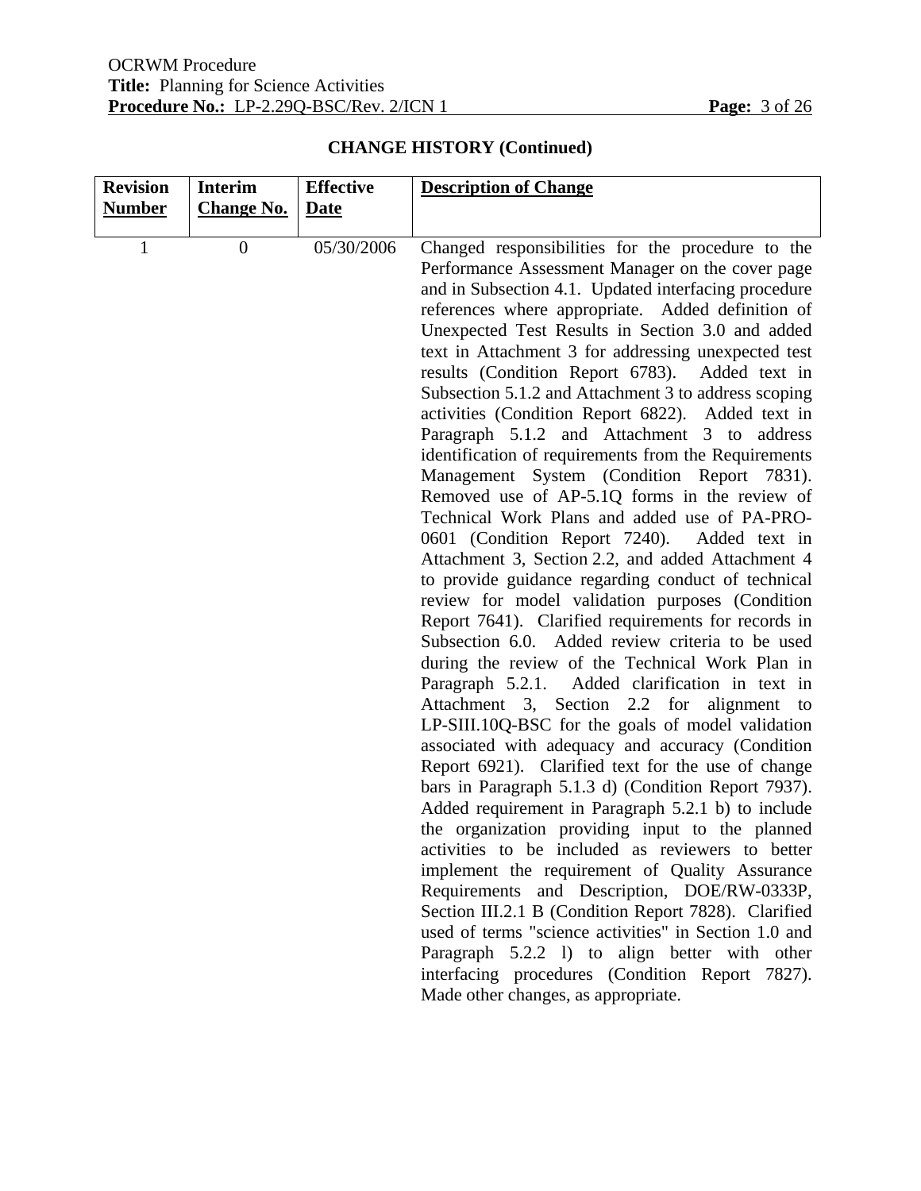## CHANGE HISTORY (Continued)

| Revision Number | Interim Change No. | Effective Date | Description of Change |
|---|---|---|---|
| 1 | 0 | 05/30/2006 | Changed responsibilities for the procedure to the Performance Assessment Manager on the cover page and in Subsection 4.1. Updated interfacing procedure references where appropriate. Added definition of Unexpected Test Results in Section 3.0 and added text in Attachment 3 for addressing unexpected test results (Condition Report 6783). Added text in Subsection 5.1.2 and Attachment 3 to address scoping activities (Condition Report 6822). Added text in Paragraph 5.1.2 and Attachment 3 to address identification of requirements from the Requirements Management System (Condition Report 7831). Removed use of AP-5.1Q forms in the review of Technical Work Plans and added use of PA-PRO-0601 (Condition Report 7240). Added text in Attachment 3, Section 2.2, and added Attachment 4 to provide guidance regarding conduct of technical review for model validation purposes (Condition Report 7641). Clarified requirements for records in Subsection 6.0. Added review criteria to be used during the review of the Technical Work Plan in Paragraph 5.2.1. Added clarification in text in Attachment 3, Section 2.2 for alignment to LP-SIII.10Q-BSC for the goals of model validation associated with adequacy and accuracy (Condition Report 6921). Clarified text for the use of change bars in Paragraph 5.1.3 d) (Condition Report 7937). Added requirement in Paragraph 5.2.1 b) to include the organization providing input to the planned activities to be included as reviewers to better implement the requirement of Quality Assurance Requirements and Description, DOE/RW-0333P, Section III.2.1 B (Condition Report 7828). Clarified used of terms "science activities" in Section 1.0 and Paragraph 5.2.2 l) to align better with other interfacing procedures (Condition Report 7827). Made other changes, as appropriate. |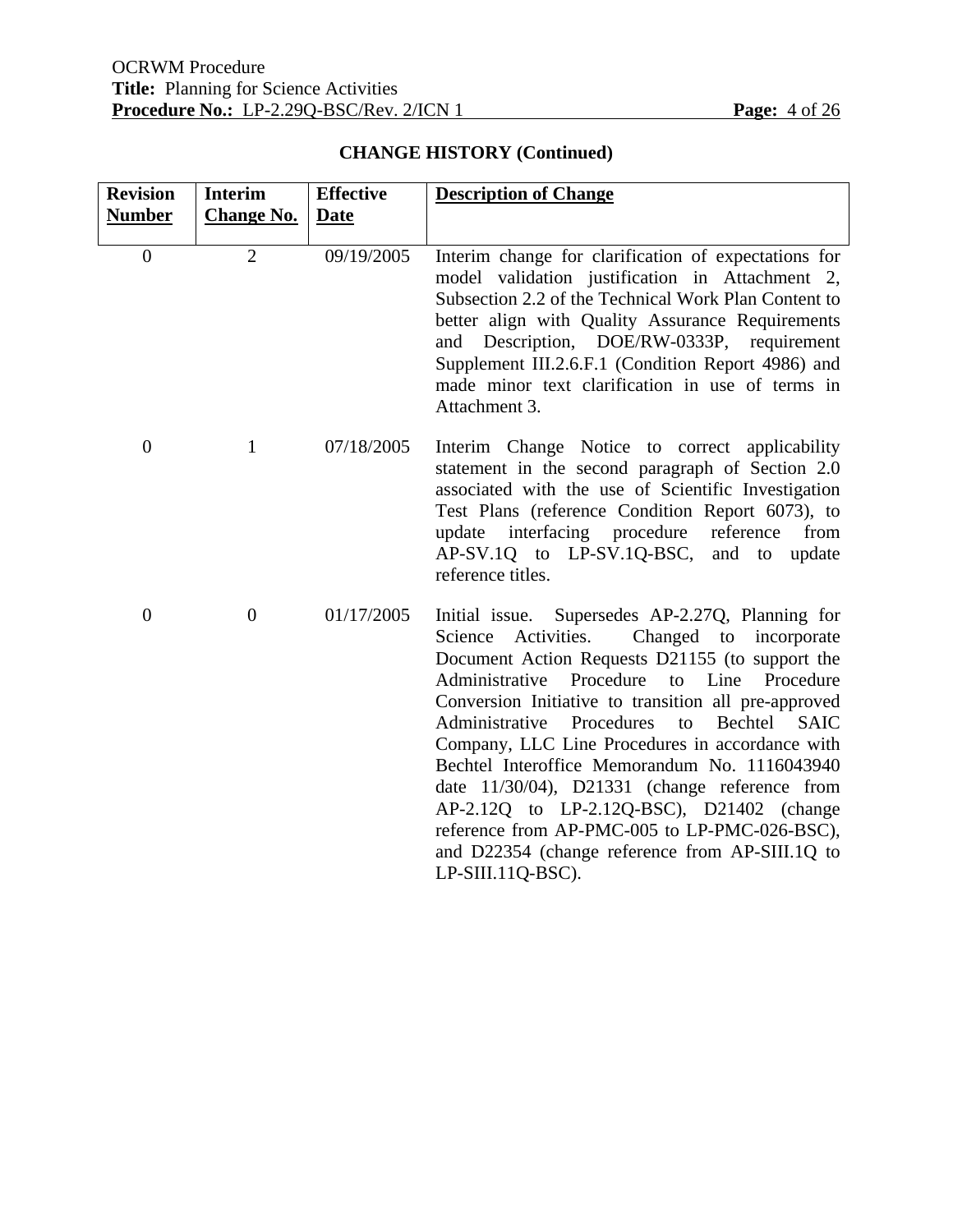## CHANGE HISTORY (Continued)

| Revision Number | Interim Change No. | Effective Date | Description of Change |
|---|---|---|---|
| 0 | 2 | 09/19/2005 | Interim change for clarification of expectations for model validation justification in Attachment 2, Subsection 2.2 of the Technical Work Plan Content to better align with Quality Assurance Requirements and Description, DOE/RW-0333P, requirement Supplement III.2.6.F.1 (Condition Report 4986) and made minor text clarification in use of terms in Attachment 3. |
| 0 | 1 | 07/18/2005 | Interim Change Notice to correct applicability statement in the second paragraph of Section 2.0 associated with the use of Scientific Investigation Test Plans (reference Condition Report 6073), to update interfacing procedure reference from AP-SV.1Q to LP-SV.1Q-BSC, and to update reference titles. |
| 0 | 0 | 01/17/2005 | Initial issue. Supersedes AP-2.27Q, Planning for Science Activities. Changed to incorporate Document Action Requests D21155 (to support the Administrative Procedure to Line Procedure Conversion Initiative to transition all pre-approved Administrative Procedures to Bechtel SAIC Company, LLC Line Procedures in accordance with Bechtel Interoffice Memorandum No. 1116043940 date 11/30/04), D21331 (change reference from AP-2.12Q to LP-2.12Q-BSC), D21402 (change reference from AP-PMC-005 to LP-PMC-026-BSC), and D22354 (change reference from AP-SIII.1Q to LP-SIII.11Q-BSC). |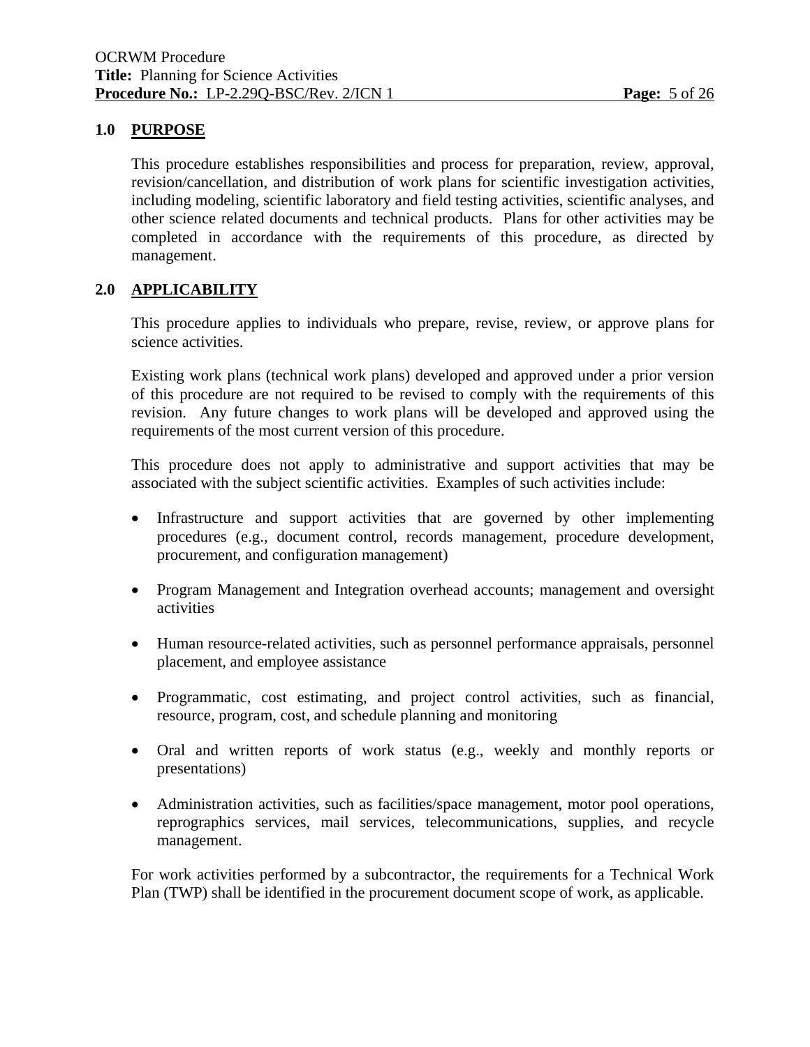## 1.0 PURPOSE

This procedure establishes responsibilities and process for preparation, review, approval, revision/cancellation, and distribution of work plans for scientific investigation activities, including modeling, scientific laboratory and field testing activities, scientific analyses, and other science related documents and technical products. Plans for other activities may be completed in accordance with the requirements of this procedure, as directed by management.

## 2.0 APPLICABILITY

This procedure applies to individuals who prepare, revise, review, or approve plans for science activities.

Existing work plans (technical work plans) developed and approved under a prior version of this procedure are not required to be revised to comply with the requirements of this revision. Any future changes to work plans will be developed and approved using the requirements of the most current version of this procedure.

This procedure does not apply to administrative and support activities that may be associated with the subject scientific activities. Examples of such activities include:

- Infrastructure and support activities that are governed by other implementing procedures (e.g., document control, records management, procedure development, procurement, and configuration management)
- Program Management and Integration overhead accounts; management and oversight activities
- Human resource-related activities, such as personnel performance appraisals, personnel placement, and employee assistance
- Programmatic, cost estimating, and project control activities, such as financial, resource, program, cost, and schedule planning and monitoring
- Oral and written reports of work status (e.g., weekly and monthly reports or presentations)
- Administration activities, such as facilities/space management, motor pool operations, reprographics services, mail services, telecommunications, supplies, and recycle management.

For work activities performed by a subcontractor, the requirements for a Technical Work Plan (TWP) shall be identified in the procurement document scope of work, as applicable.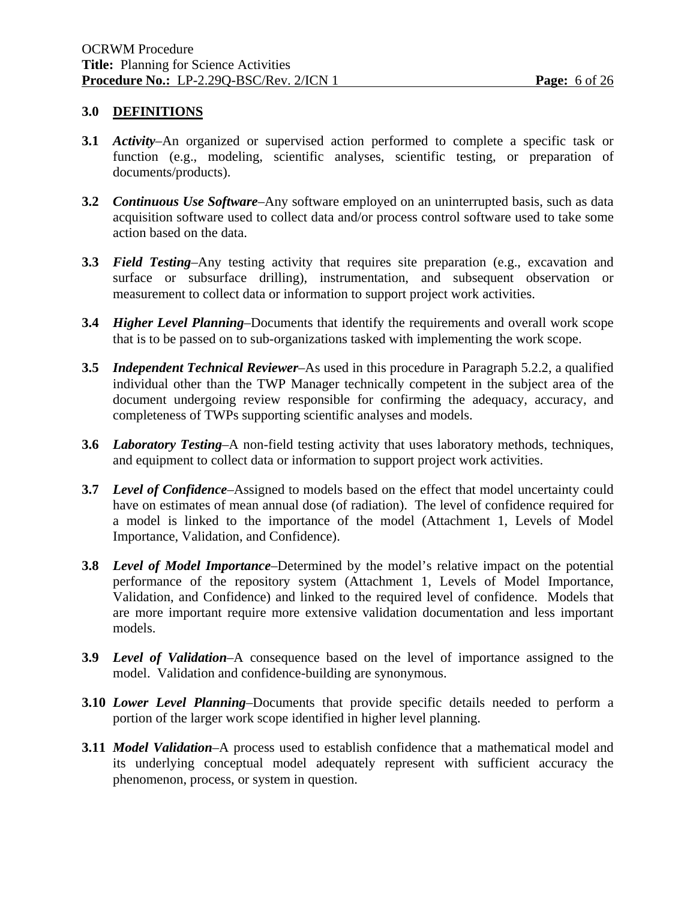## 3.0 DEFINITIONS

**3.1** ***Activity***–An organized or supervised action performed to complete a specific task or function (e.g., modeling, scientific analyses, scientific testing, or preparation of documents/products).

**3.2** ***Continuous Use Software***–Any software employed on an uninterrupted basis, such as data acquisition software used to collect data and/or process control software used to take some action based on the data.

**3.3** ***Field Testing***–Any testing activity that requires site preparation (e.g., excavation and surface or subsurface drilling), instrumentation, and subsequent observation or measurement to collect data or information to support project work activities.

**3.4** ***Higher Level Planning***–Documents that identify the requirements and overall work scope that is to be passed on to sub-organizations tasked with implementing the work scope.

**3.5** ***Independent Technical Reviewer***–As used in this procedure in Paragraph 5.2.2, a qualified individual other than the TWP Manager technically competent in the subject area of the document undergoing review responsible for confirming the adequacy, accuracy, and completeness of TWPs supporting scientific analyses and models.

**3.6** ***Laboratory Testing***–A non-field testing activity that uses laboratory methods, techniques, and equipment to collect data or information to support project work activities.

**3.7** ***Level of Confidence***–Assigned to models based on the effect that model uncertainty could have on estimates of mean annual dose (of radiation). The level of confidence required for a model is linked to the importance of the model (Attachment 1, Levels of Model Importance, Validation, and Confidence).

**3.8** ***Level of Model Importance***–Determined by the model's relative impact on the potential performance of the repository system (Attachment 1, Levels of Model Importance, Validation, and Confidence) and linked to the required level of confidence. Models that are more important require more extensive validation documentation and less important models.

**3.9** ***Level of Validation***–A consequence based on the level of importance assigned to the model. Validation and confidence-building are synonymous.

**3.10** ***Lower Level Planning***–Documents that provide specific details needed to perform a portion of the larger work scope identified in higher level planning.

**3.11** ***Model Validation***–A process used to establish confidence that a mathematical model and its underlying conceptual model adequately represent with sufficient accuracy the phenomenon, process, or system in question.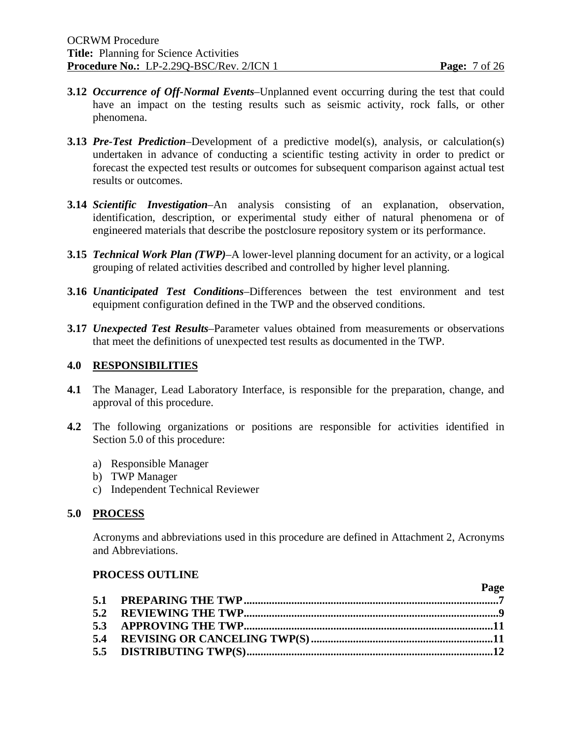**3.12** ***Occurrence of Off-Normal Events***–Unplanned event occurring during the test that could have an impact on the testing results such as seismic activity, rock falls, or other phenomena.

**3.13** ***Pre-Test Prediction***–Development of a predictive model(s), analysis, or calculation(s) undertaken in advance of conducting a scientific testing activity in order to predict or forecast the expected test results or outcomes for subsequent comparison against actual test results or outcomes.

**3.14** ***Scientific Investigation***–An analysis consisting of an explanation, observation, identification, description, or experimental study either of natural phenomena or of engineered materials that describe the postclosure repository system or its performance.

**3.15** ***Technical Work Plan (TWP)***–A lower-level planning document for an activity, or a logical grouping of related activities described and controlled by higher level planning.

**3.16** ***Unanticipated Test Conditions***–Differences between the test environment and test equipment configuration defined in the TWP and the observed conditions.

**3.17** ***Unexpected Test Results***–Parameter values obtained from measurements or observations that meet the definitions of unexpected test results as documented in the TWP.

## 4.0 RESPONSIBILITIES

**4.1** The Manager, Lead Laboratory Interface, is responsible for the preparation, change, and approval of this procedure.

**4.2** The following organizations or positions are responsible for activities identified in Section 5.0 of this procedure:

a) Responsible Manager
b) TWP Manager
c) Independent Technical Reviewer

## 5.0 PROCESS

Acronyms and abbreviations used in this procedure are defined in Attachment 2, Acronyms and Abbreviations.

**PROCESS OUTLINE**

| | | Page |
|---|---|---|
| **5.1** | **PREPARING THE TWP** | **7** |
| **5.2** | **REVIEWING THE TWP** | **9** |
| **5.3** | **APPROVING THE TWP** | **11** |
| **5.4** | **REVISING OR CANCELING TWP(S)** | **11** |
| **5.5** | **DISTRIBUTING TWP(S)** | **12** |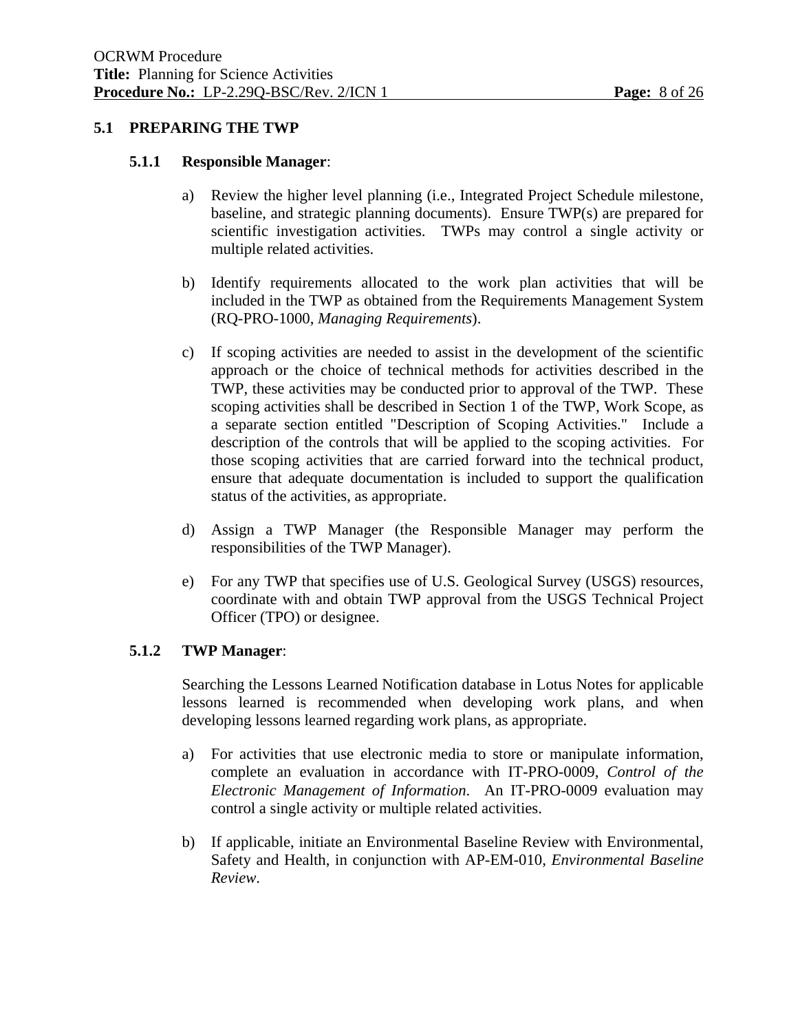## 5.1 PREPARING THE TWP

### 5.1.1 Responsible Manager:

a) Review the higher level planning (i.e., Integrated Project Schedule milestone, baseline, and strategic planning documents). Ensure TWP(s) are prepared for scientific investigation activities. TWPs may control a single activity or multiple related activities.

b) Identify requirements allocated to the work plan activities that will be included in the TWP as obtained from the Requirements Management System (RQ-PRO-1000, *Managing Requirements*).

c) If scoping activities are needed to assist in the development of the scientific approach or the choice of technical methods for activities described in the TWP, these activities may be conducted prior to approval of the TWP. These scoping activities shall be described in Section 1 of the TWP, Work Scope, as a separate section entitled "Description of Scoping Activities." Include a description of the controls that will be applied to the scoping activities. For those scoping activities that are carried forward into the technical product, ensure that adequate documentation is included to support the qualification status of the activities, as appropriate.

d) Assign a TWP Manager (the Responsible Manager may perform the responsibilities of the TWP Manager).

e) For any TWP that specifies use of U.S. Geological Survey (USGS) resources, coordinate with and obtain TWP approval from the USGS Technical Project Officer (TPO) or designee.

### 5.1.2 TWP Manager:

Searching the Lessons Learned Notification database in Lotus Notes for applicable lessons learned is recommended when developing work plans, and when developing lessons learned regarding work plans, as appropriate.

a) For activities that use electronic media to store or manipulate information, complete an evaluation in accordance with IT-PRO-0009, *Control of the Electronic Management of Information*. An IT-PRO-0009 evaluation may control a single activity or multiple related activities.

b) If applicable, initiate an Environmental Baseline Review with Environmental, Safety and Health, in conjunction with AP-EM-010, *Environmental Baseline Review*.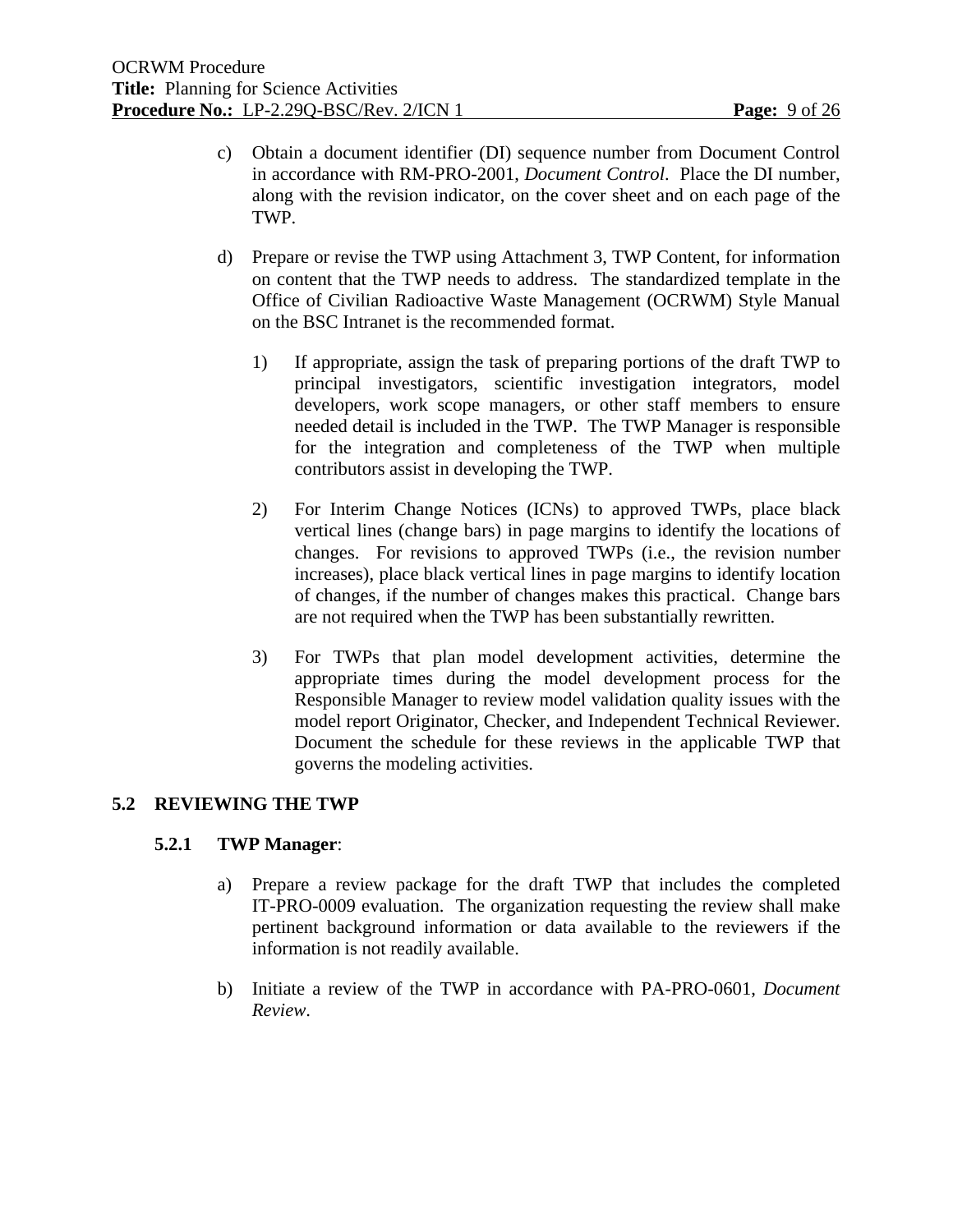c) Obtain a document identifier (DI) sequence number from Document Control in accordance with RM-PRO-2001, *Document Control*. Place the DI number, along with the revision indicator, on the cover sheet and on each page of the TWP.

d) Prepare or revise the TWP using Attachment 3, TWP Content, for information on content that the TWP needs to address. The standardized template in the Office of Civilian Radioactive Waste Management (OCRWM) Style Manual on the BSC Intranet is the recommended format.

   1) If appropriate, assign the task of preparing portions of the draft TWP to principal investigators, scientific investigation integrators, model developers, work scope managers, or other staff members to ensure needed detail is included in the TWP. The TWP Manager is responsible for the integration and completeness of the TWP when multiple contributors assist in developing the TWP.

   2) For Interim Change Notices (ICNs) to approved TWPs, place black vertical lines (change bars) in page margins to identify the locations of changes. For revisions to approved TWPs (i.e., the revision number increases), place black vertical lines in page margins to identify location of changes, if the number of changes makes this practical. Change bars are not required when the TWP has been substantially rewritten.

   3) For TWPs that plan model development activities, determine the appropriate times during the model development process for the Responsible Manager to review model validation quality issues with the model report Originator, Checker, and Independent Technical Reviewer. Document the schedule for these reviews in the applicable TWP that governs the modeling activities.

## 5.2 REVIEWING THE TWP

### 5.2.1 TWP Manager:

a) Prepare a review package for the draft TWP that includes the completed IT-PRO-0009 evaluation. The organization requesting the review shall make pertinent background information or data available to the reviewers if the information is not readily available.

b) Initiate a review of the TWP in accordance with PA-PRO-0601, *Document Review*.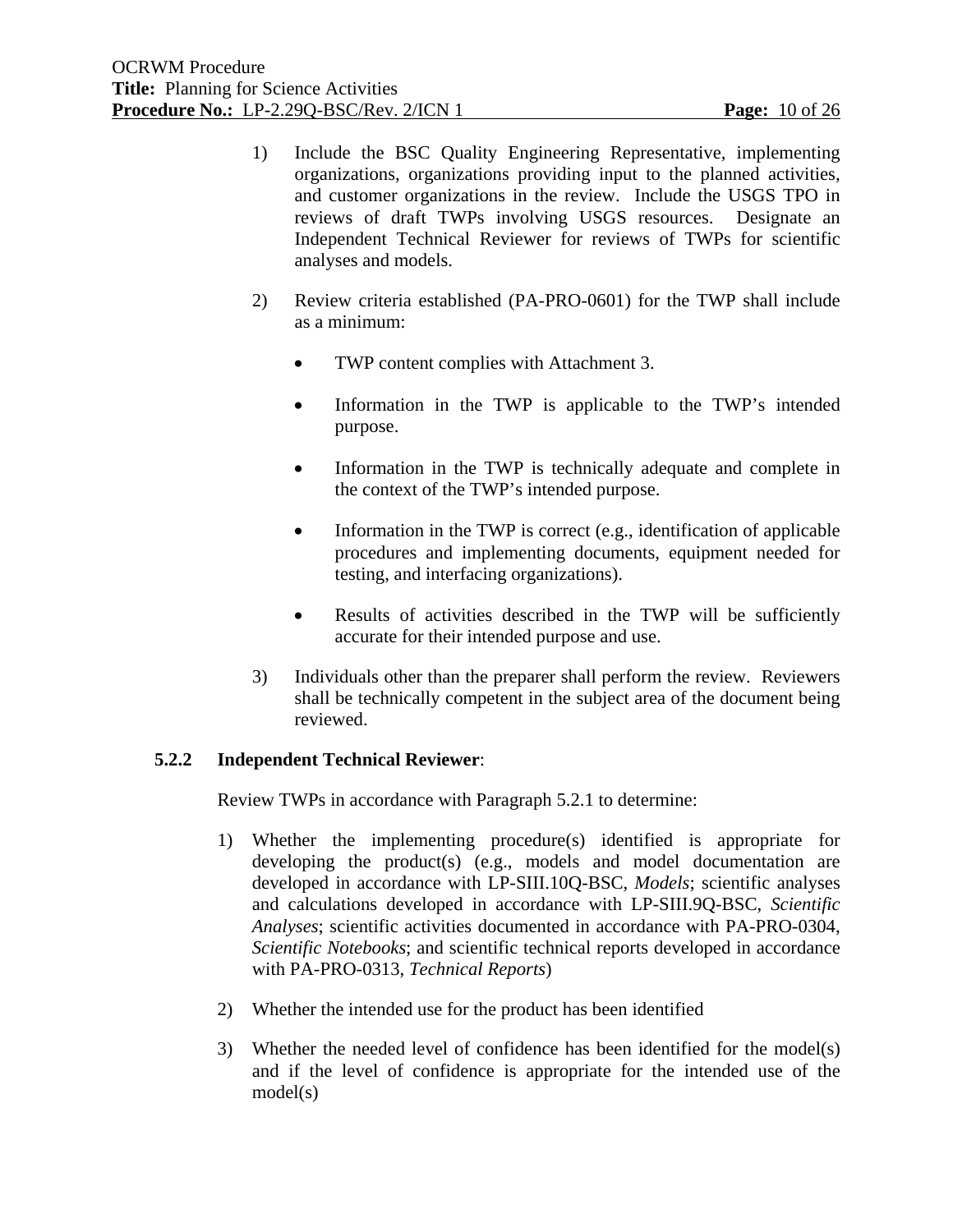1) Include the BSC Quality Engineering Representative, implementing organizations, organizations providing input to the planned activities, and customer organizations in the review. Include the USGS TPO in reviews of draft TWPs involving USGS resources. Designate an Independent Technical Reviewer for reviews of TWPs for scientific analyses and models.

2) Review criteria established (PA-PRO-0601) for the TWP shall include as a minimum:

   - TWP content complies with Attachment 3.
   - Information in the TWP is applicable to the TWP's intended purpose.
   - Information in the TWP is technically adequate and complete in the context of the TWP's intended purpose.
   - Information in the TWP is correct (e.g., identification of applicable procedures and implementing documents, equipment needed for testing, and interfacing organizations).
   - Results of activities described in the TWP will be sufficiently accurate for their intended purpose and use.

3) Individuals other than the preparer shall perform the review. Reviewers shall be technically competent in the subject area of the document being reviewed.

**5.2.2 Independent Technical Reviewer**:

Review TWPs in accordance with Paragraph 5.2.1 to determine:

1) Whether the implementing procedure(s) identified is appropriate for developing the product(s) (e.g., models and model documentation are developed in accordance with LP-SIII.10Q-BSC, *Models*; scientific analyses and calculations developed in accordance with LP-SIII.9Q-BSC, *Scientific Analyses*; scientific activities documented in accordance with PA-PRO-0304, *Scientific Notebooks*; and scientific technical reports developed in accordance with PA-PRO-0313, *Technical Reports*)

2) Whether the intended use for the product has been identified

3) Whether the needed level of confidence has been identified for the model(s) and if the level of confidence is appropriate for the intended use of the model(s)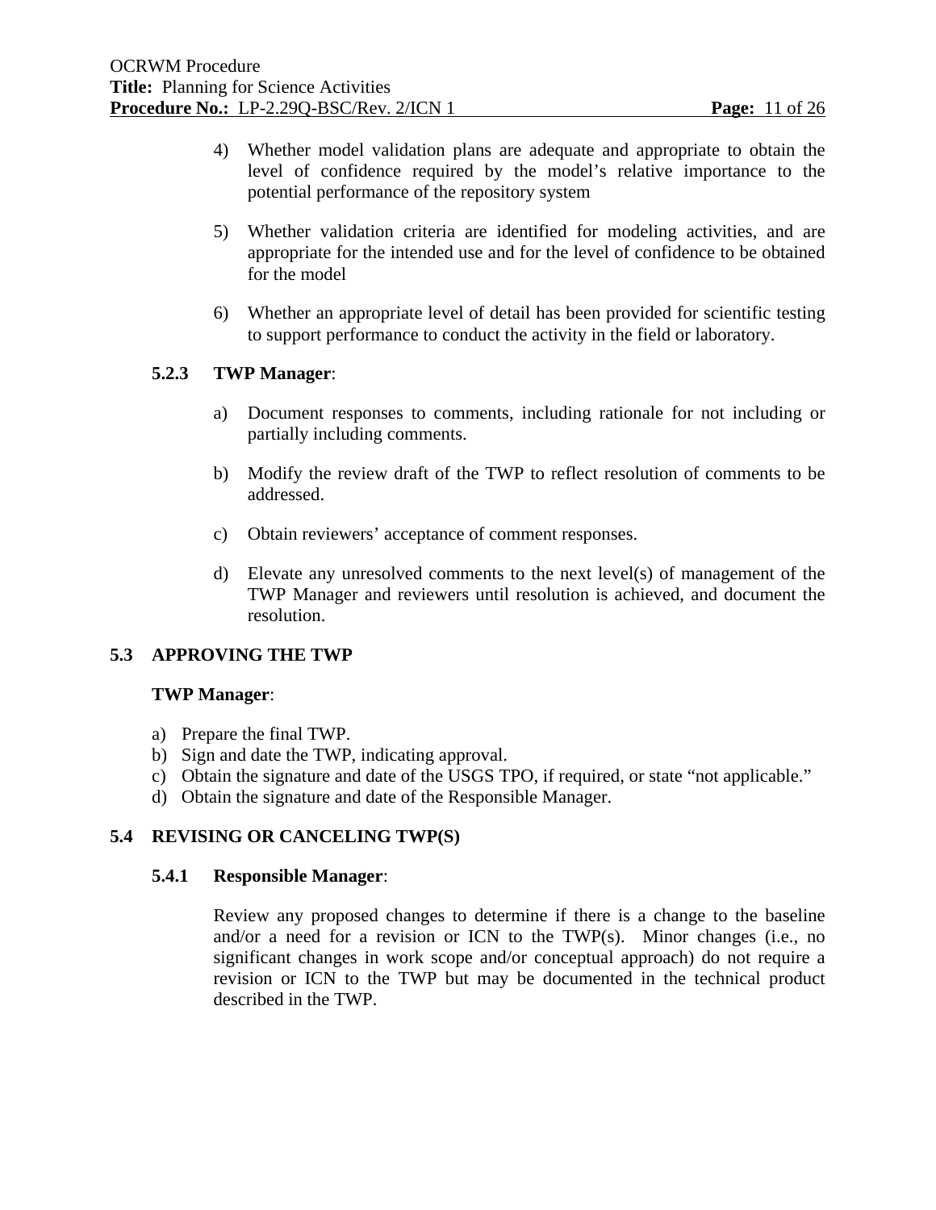4) Whether model validation plans are adequate and appropriate to obtain the level of confidence required by the model's relative importance to the potential performance of the repository system

5) Whether validation criteria are identified for modeling activities, and are appropriate for the intended use and for the level of confidence to be obtained for the model

6) Whether an appropriate level of detail has been provided for scientific testing to support performance to conduct the activity in the field or laboratory.

### 5.2.3 TWP Manager:

a) Document responses to comments, including rationale for not including or partially including comments.

b) Modify the review draft of the TWP to reflect resolution of comments to be addressed.

c) Obtain reviewers' acceptance of comment responses.

d) Elevate any unresolved comments to the next level(s) of management of the TWP Manager and reviewers until resolution is achieved, and document the resolution.

## 5.3 APPROVING THE TWP

**TWP Manager**:

a) Prepare the final TWP.
b) Sign and date the TWP, indicating approval.
c) Obtain the signature and date of the USGS TPO, if required, or state "not applicable."
d) Obtain the signature and date of the Responsible Manager.

## 5.4 REVISING OR CANCELING TWP(S)

### 5.4.1 Responsible Manager:

Review any proposed changes to determine if there is a change to the baseline and/or a need for a revision or ICN to the TWP(s). Minor changes (i.e., no significant changes in work scope and/or conceptual approach) do not require a revision or ICN to the TWP but may be documented in the technical product described in the TWP.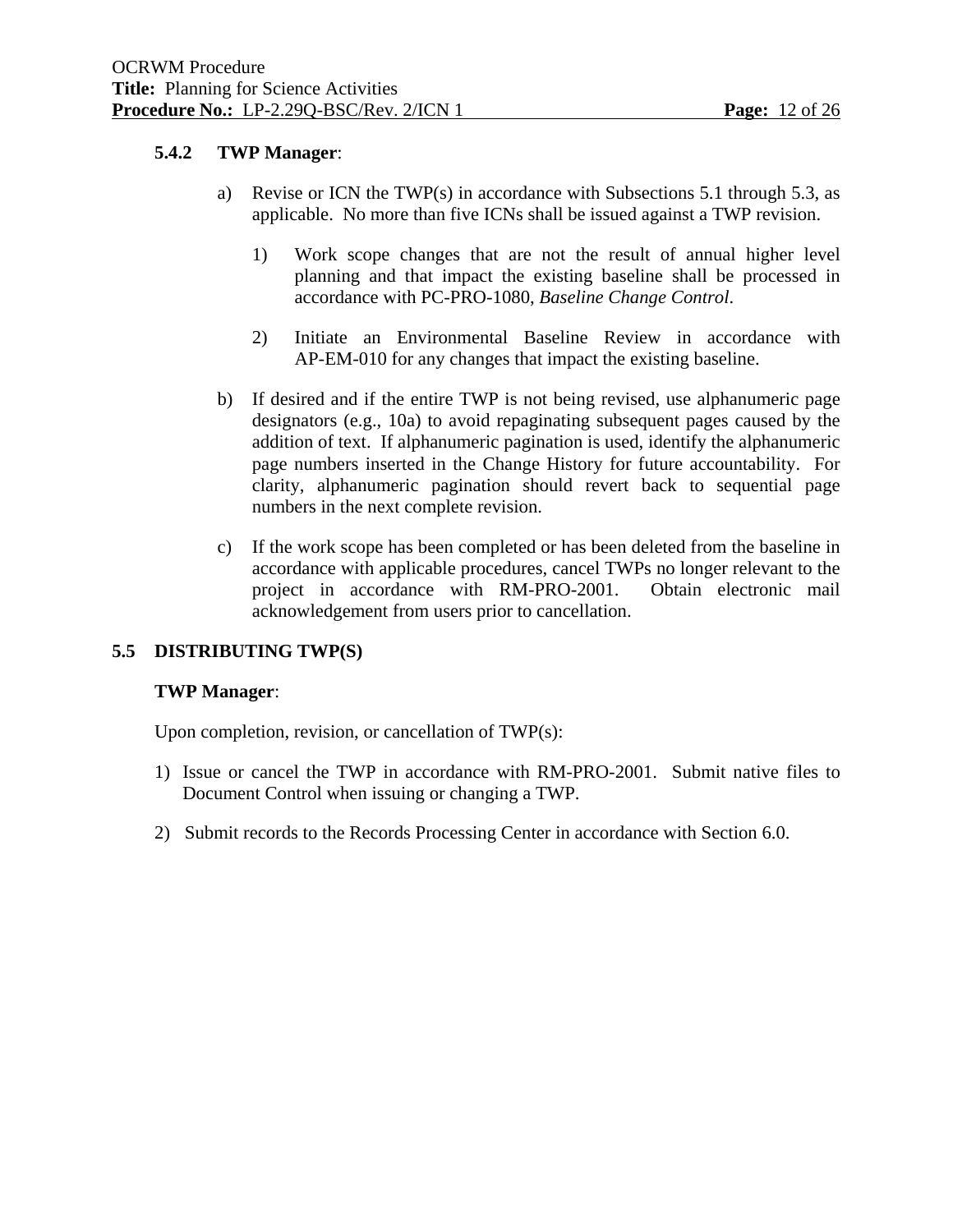#### 5.4.2 TWP Manager:

a) Revise or ICN the TWP(s) in accordance with Subsections 5.1 through 5.3, as applicable. No more than five ICNs shall be issued against a TWP revision.

   1) Work scope changes that are not the result of annual higher level planning and that impact the existing baseline shall be processed in accordance with PC-PRO-1080, *Baseline Change Control*.

   2) Initiate an Environmental Baseline Review in accordance with AP-EM-010 for any changes that impact the existing baseline.

b) If desired and if the entire TWP is not being revised, use alphanumeric page designators (e.g., 10a) to avoid repaginating subsequent pages caused by the addition of text. If alphanumeric pagination is used, identify the alphanumeric page numbers inserted in the Change History for future accountability. For clarity, alphanumeric pagination should revert back to sequential page numbers in the next complete revision.

c) If the work scope has been completed or has been deleted from the baseline in accordance with applicable procedures, cancel TWPs no longer relevant to the project in accordance with RM-PRO-2001. Obtain electronic mail acknowledgement from users prior to cancellation.

### 5.5 DISTRIBUTING TWP(S)

**TWP Manager**:

Upon completion, revision, or cancellation of TWP(s):

1) Issue or cancel the TWP in accordance with RM-PRO-2001. Submit native files to Document Control when issuing or changing a TWP.

2) Submit records to the Records Processing Center in accordance with Section 6.0.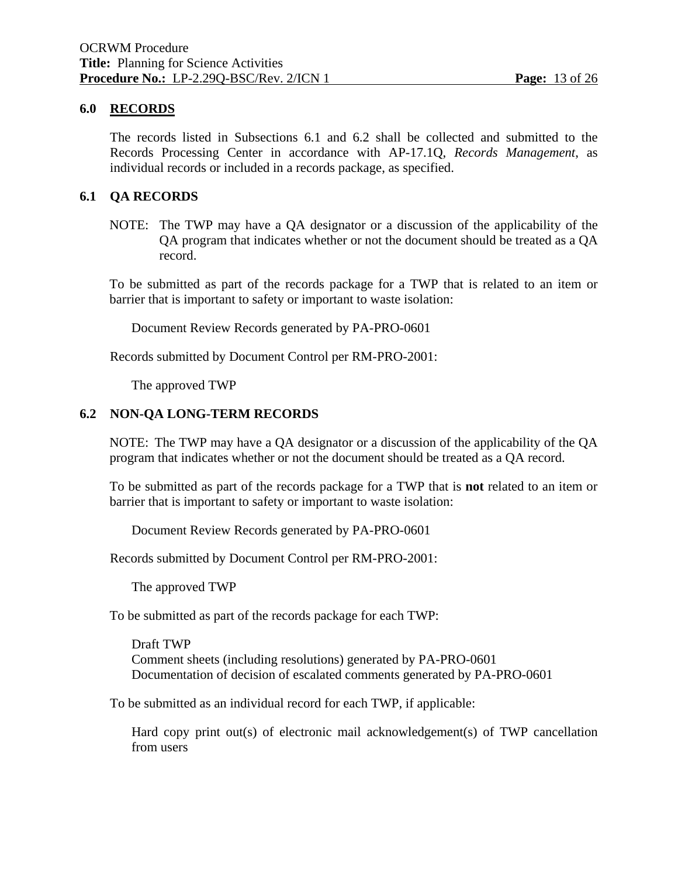## 6.0 <u>RECORDS</u>

The records listed in Subsections 6.1 and 6.2 shall be collected and submitted to the Records Processing Center in accordance with AP-17.1Q, *Records Management*, as individual records or included in a records package, as specified.

### 6.1 QA RECORDS

NOTE: The TWP may have a QA designator or a discussion of the applicability of the QA program that indicates whether or not the document should be treated as a QA record.

To be submitted as part of the records package for a TWP that is related to an item or barrier that is important to safety or important to waste isolation:

Document Review Records generated by PA-PRO-0601

Records submitted by Document Control per RM-PRO-2001:

The approved TWP

### 6.2 NON-QA LONG-TERM RECORDS

NOTE: The TWP may have a QA designator or a discussion of the applicability of the QA program that indicates whether or not the document should be treated as a QA record.

To be submitted as part of the records package for a TWP that is **not** related to an item or barrier that is important to safety or important to waste isolation:

Document Review Records generated by PA-PRO-0601

Records submitted by Document Control per RM-PRO-2001:

The approved TWP

To be submitted as part of the records package for each TWP:

Draft TWP
Comment sheets (including resolutions) generated by PA-PRO-0601
Documentation of decision of escalated comments generated by PA-PRO-0601

To be submitted as an individual record for each TWP, if applicable:

Hard copy print out(s) of electronic mail acknowledgement(s) of TWP cancellation from users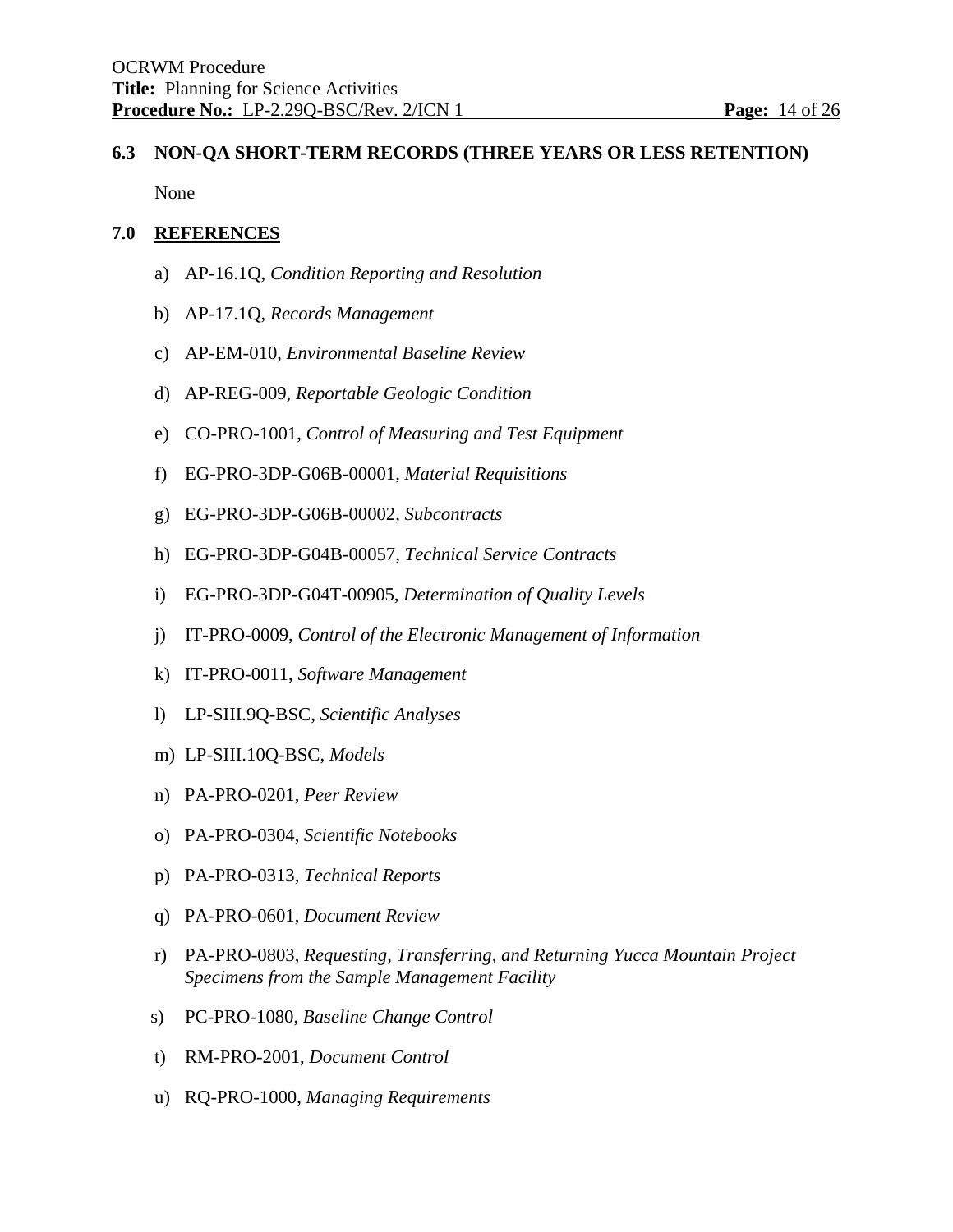### 6.3 NON-QA SHORT-TERM RECORDS (THREE YEARS OR LESS RETENTION)

None

## 7.0 REFERENCES

a) AP-16.1Q, *Condition Reporting and Resolution*

b) AP-17.1Q, *Records Management*

c) AP-EM-010, *Environmental Baseline Review*

d) AP-REG-009, *Reportable Geologic Condition*

e) CO-PRO-1001, *Control of Measuring and Test Equipment*

f) EG-PRO-3DP-G06B-00001, *Material Requisitions*

g) EG-PRO-3DP-G06B-00002, *Subcontracts*

h) EG-PRO-3DP-G04B-00057, *Technical Service Contracts*

i) EG-PRO-3DP-G04T-00905, *Determination of Quality Levels*

j) IT-PRO-0009, *Control of the Electronic Management of Information*

k) IT-PRO-0011, *Software Management*

l) LP-SIII.9Q-BSC, *Scientific Analyses*

m) LP-SIII.10Q-BSC, *Models*

n) PA-PRO-0201, *Peer Review*

o) PA-PRO-0304, *Scientific Notebooks*

p) PA-PRO-0313, *Technical Reports*

q) PA-PRO-0601, *Document Review*

r) PA-PRO-0803, *Requesting, Transferring, and Returning Yucca Mountain Project Specimens from the Sample Management Facility*

s) PC-PRO-1080, *Baseline Change Control*

t) RM-PRO-2001, *Document Control*

u) RQ-PRO-1000, *Managing Requirements*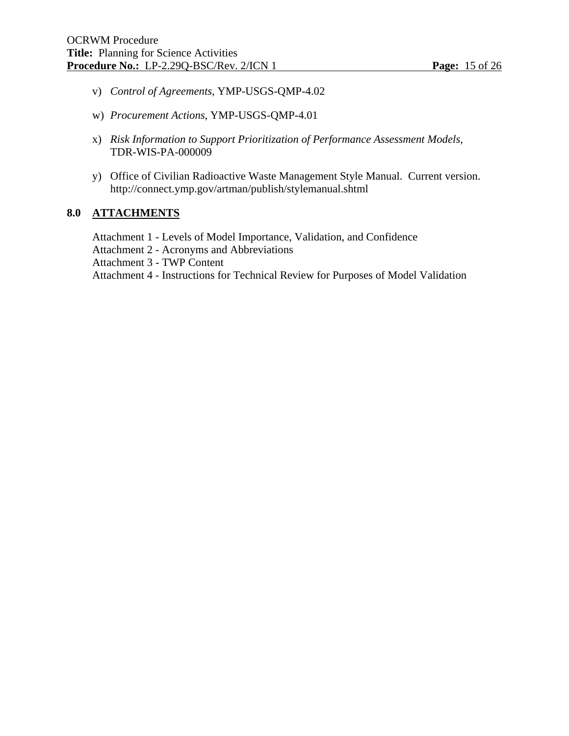v) *Control of Agreements*, YMP-USGS-QMP-4.02

w) *Procurement Actions*, YMP-USGS-QMP-4.01

x) *Risk Information to Support Prioritization of Performance Assessment Models*, TDR-WIS-PA-000009

y) Office of Civilian Radioactive Waste Management Style Manual. Current version. http://connect.ymp.gov/artman/publish/stylemanual.shtml

## 8.0 ATTACHMENTS

Attachment 1 - Levels of Model Importance, Validation, and Confidence
Attachment 2 - Acronyms and Abbreviations
Attachment 3 - TWP Content
Attachment 4 - Instructions for Technical Review for Purposes of Model Validation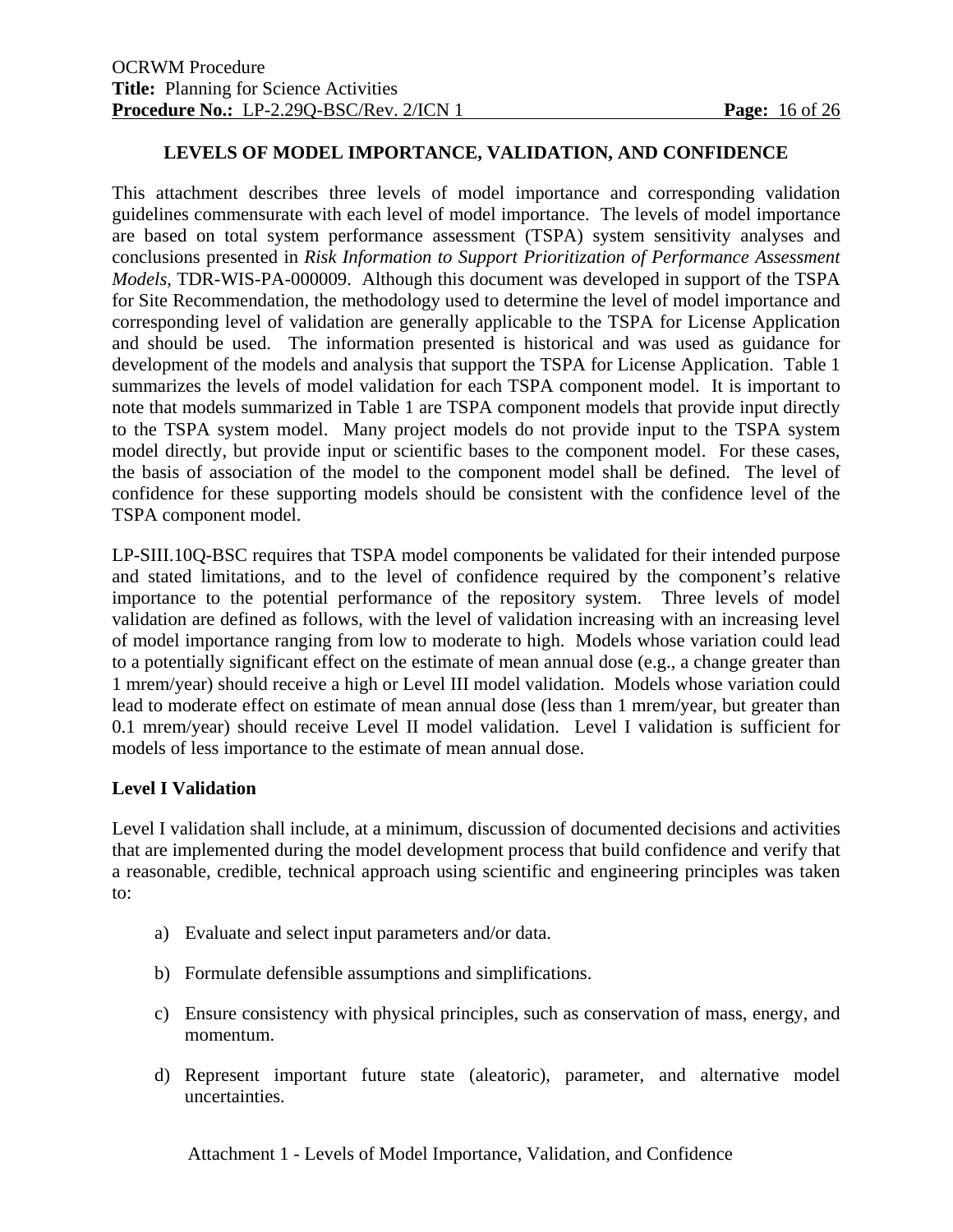## LEVELS OF MODEL IMPORTANCE, VALIDATION, AND CONFIDENCE

This attachment describes three levels of model importance and corresponding validation guidelines commensurate with each level of model importance. The levels of model importance are based on total system performance assessment (TSPA) system sensitivity analyses and conclusions presented in *Risk Information to Support Prioritization of Performance Assessment Models*, TDR-WIS-PA-000009. Although this document was developed in support of the TSPA for Site Recommendation, the methodology used to determine the level of model importance and corresponding level of validation are generally applicable to the TSPA for License Application and should be used. The information presented is historical and was used as guidance for development of the models and analysis that support the TSPA for License Application. Table 1 summarizes the levels of model validation for each TSPA component model. It is important to note that models summarized in Table 1 are TSPA component models that provide input directly to the TSPA system model. Many project models do not provide input to the TSPA system model directly, but provide input or scientific bases to the component model. For these cases, the basis of association of the model to the component model shall be defined. The level of confidence for these supporting models should be consistent with the confidence level of the TSPA component model.

LP-SIII.10Q-BSC requires that TSPA model components be validated for their intended purpose and stated limitations, and to the level of confidence required by the component's relative importance to the potential performance of the repository system. Three levels of model validation are defined as follows, with the level of validation increasing with an increasing level of model importance ranging from low to moderate to high. Models whose variation could lead to a potentially significant effect on the estimate of mean annual dose (e.g., a change greater than 1 mrem/year) should receive a high or Level III model validation. Models whose variation could lead to moderate effect on estimate of mean annual dose (less than 1 mrem/year, but greater than 0.1 mrem/year) should receive Level II model validation. Level I validation is sufficient for models of less importance to the estimate of mean annual dose.

### Level I Validation

Level I validation shall include, at a minimum, discussion of documented decisions and activities that are implemented during the model development process that build confidence and verify that a reasonable, credible, technical approach using scientific and engineering principles was taken to:

a) Evaluate and select input parameters and/or data.

b) Formulate defensible assumptions and simplifications.

c) Ensure consistency with physical principles, such as conservation of mass, energy, and momentum.

d) Represent important future state (aleatoric), parameter, and alternative model uncertainties.

Attachment 1 - Levels of Model Importance, Validation, and Confidence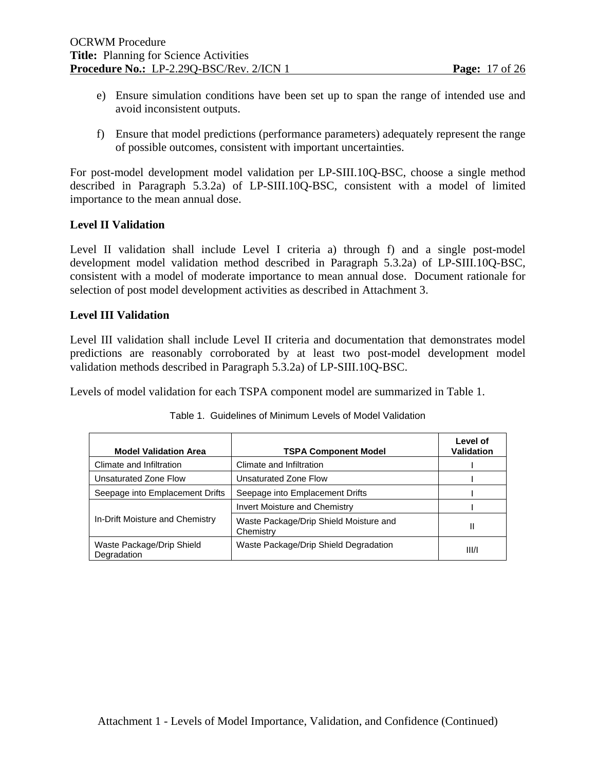e) Ensure simulation conditions have been set up to span the range of intended use and avoid inconsistent outputs.

f) Ensure that model predictions (performance parameters) adequately represent the range of possible outcomes, consistent with important uncertainties.

For post-model development model validation per LP-SIII.10Q-BSC, choose a single method described in Paragraph 5.3.2a) of LP-SIII.10Q-BSC, consistent with a model of limited importance to the mean annual dose.

**Level II Validation**

Level II validation shall include Level I criteria a) through f) and a single post-model development model validation method described in Paragraph 5.3.2a) of LP-SIII.10Q-BSC, consistent with a model of moderate importance to mean annual dose. Document rationale for selection of post model development activities as described in Attachment 3.

**Level III Validation**

Level III validation shall include Level II criteria and documentation that demonstrates model predictions are reasonably corroborated by at least two post-model development model validation methods described in Paragraph 5.3.2a) of LP-SIII.10Q-BSC.

Levels of model validation for each TSPA component model are summarized in Table 1.

Table 1. Guidelines of Minimum Levels of Model Validation

| Model Validation Area | TSPA Component Model | Level of Validation |
|---|---|---|
| Climate and Infiltration | Climate and Infiltration | I |
| Unsaturated Zone Flow | Unsaturated Zone Flow | I |
| Seepage into Emplacement Drifts | Seepage into Emplacement Drifts | I |
| In-Drift Moisture and Chemistry | Invert Moisture and Chemistry | I |
| | Waste Package/Drip Shield Moisture and Chemistry | II |
| Waste Package/Drip Shield Degradation | Waste Package/Drip Shield Degradation | III/I |

Attachment 1 - Levels of Model Importance, Validation, and Confidence (Continued)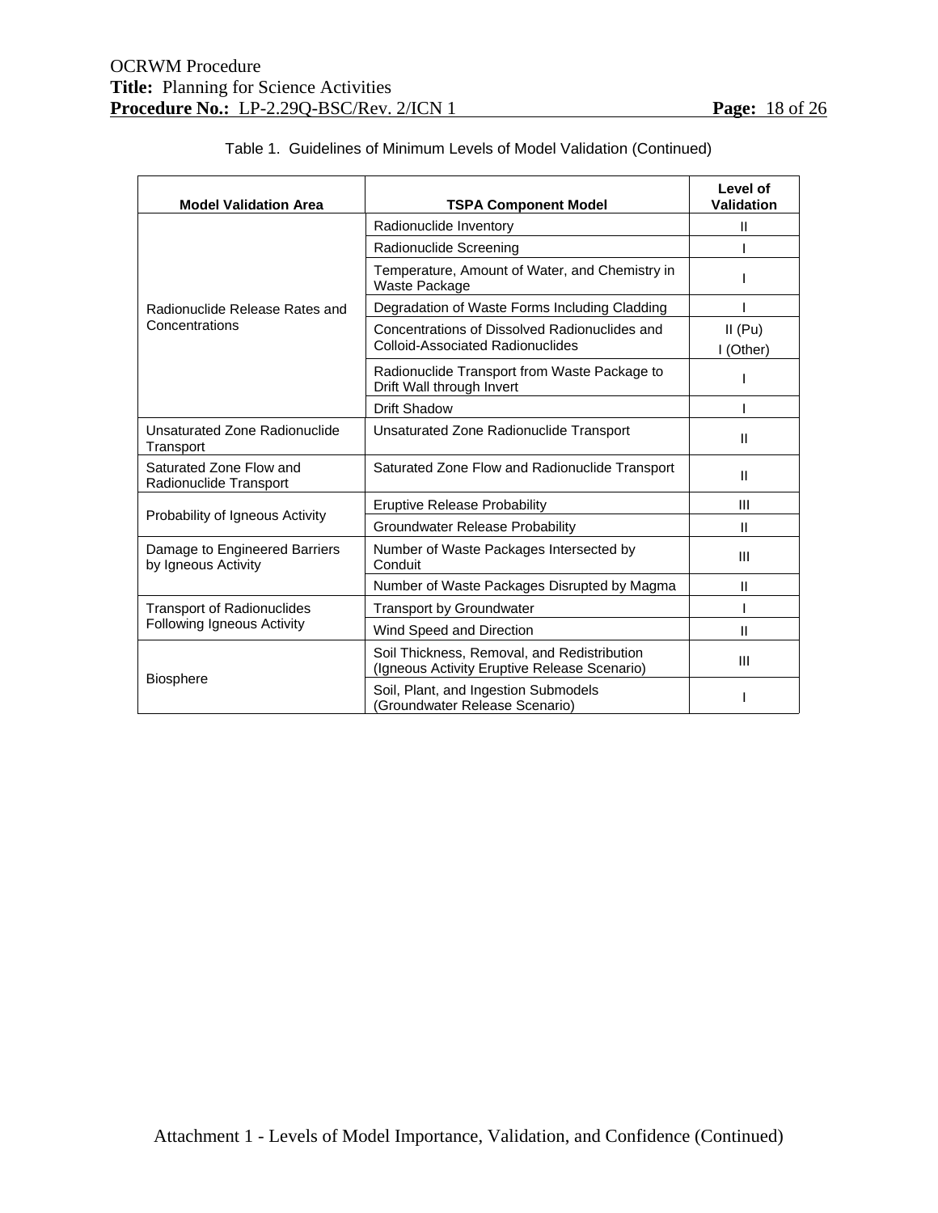Table 1. Guidelines of Minimum Levels of Model Validation (Continued)

| Model Validation Area | TSPA Component Model | Level of Validation |
|---|---|---|
| Radionuclide Release Rates and Concentrations | Radionuclide Inventory | II |
| | Radionuclide Screening | I |
| | Temperature, Amount of Water, and Chemistry in Waste Package | I |
| | Degradation of Waste Forms Including Cladding | I |
| | Concentrations of Dissolved Radionuclides and Colloid-Associated Radionuclides | II (Pu) I (Other) |
| | Radionuclide Transport from Waste Package to Drift Wall through Invert | I |
| | Drift Shadow | I |
| Unsaturated Zone Radionuclide Transport | Unsaturated Zone Radionuclide Transport | II |
| Saturated Zone Flow and Radionuclide Transport | Saturated Zone Flow and Radionuclide Transport | II |
| Probability of Igneous Activity | Eruptive Release Probability | III |
| | Groundwater Release Probability | II |
| Damage to Engineered Barriers by Igneous Activity | Number of Waste Packages Intersected by Conduit | III |
| | Number of Waste Packages Disrupted by Magma | II |
| Transport of Radionuclides Following Igneous Activity | Transport by Groundwater | I |
| | Wind Speed and Direction | II |
| Biosphere | Soil Thickness, Removal, and Redistribution (Igneous Activity Eruptive Release Scenario) | III |
| | Soil, Plant, and Ingestion Submodels (Groundwater Release Scenario) | I |

Attachment 1 - Levels of Model Importance, Validation, and Confidence (Continued)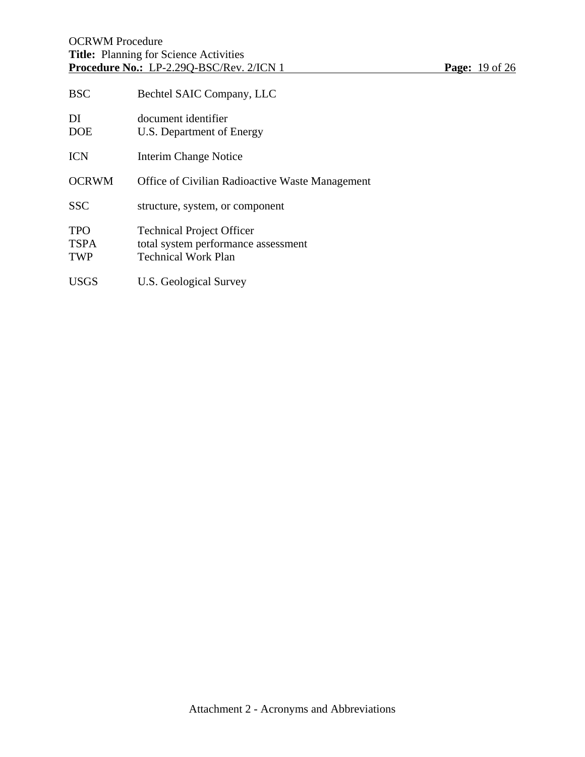| | |
|---|---|
| BSC | Bechtel SAIC Company, LLC |
| DI | document identifier |
| DOE | U.S. Department of Energy |
| ICN | Interim Change Notice |
| OCRWM | Office of Civilian Radioactive Waste Management |
| SSC | structure, system, or component |
| TPO | Technical Project Officer |
| TSPA | total system performance assessment |
| TWP | Technical Work Plan |
| USGS | U.S. Geological Survey |

Attachment 2 - Acronyms and Abbreviations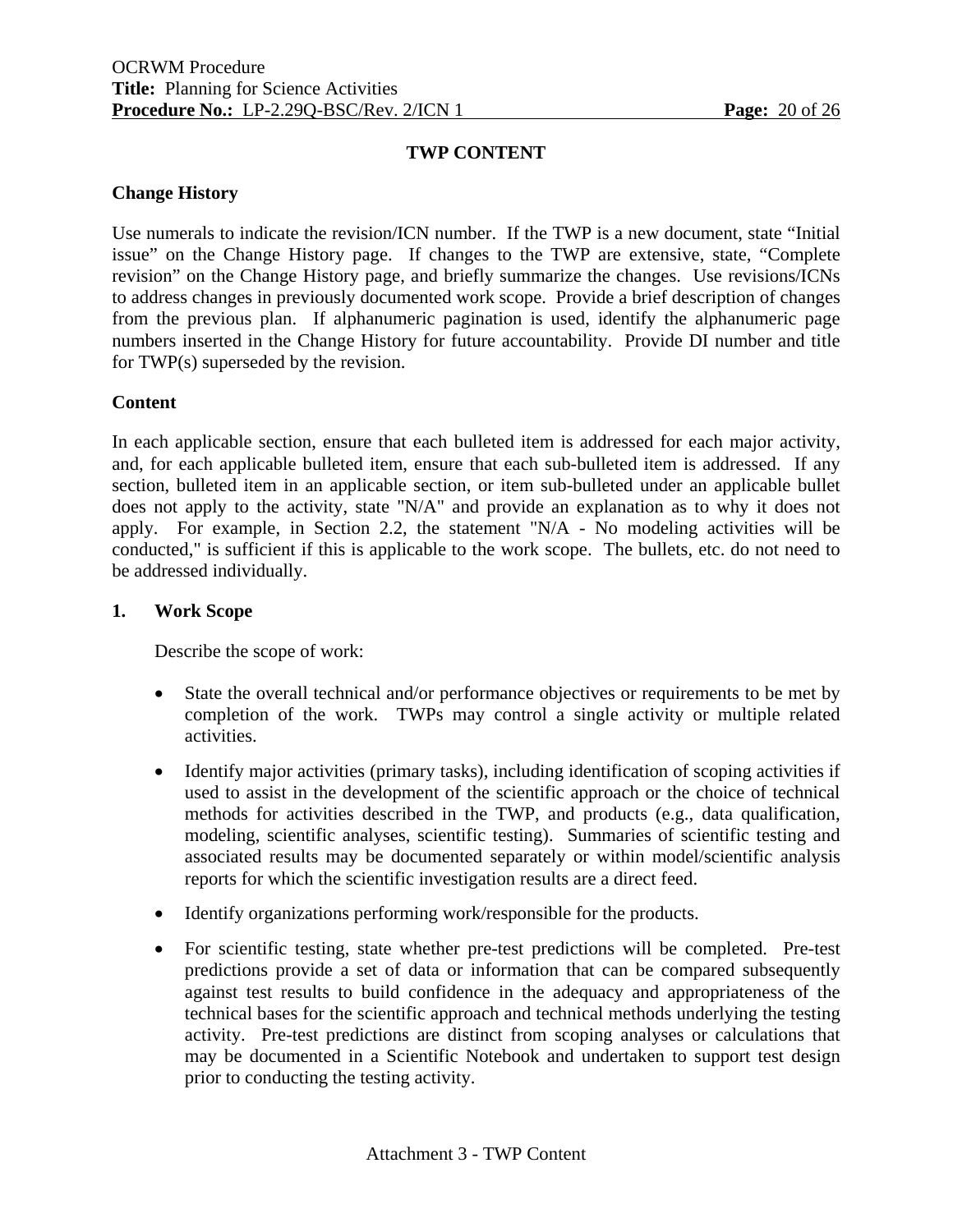## TWP CONTENT

### Change History

Use numerals to indicate the revision/ICN number. If the TWP is a new document, state "Initial issue" on the Change History page. If changes to the TWP are extensive, state, "Complete revision" on the Change History page, and briefly summarize the changes. Use revisions/ICNs to address changes in previously documented work scope. Provide a brief description of changes from the previous plan. If alphanumeric pagination is used, identify the alphanumeric page numbers inserted in the Change History for future accountability. Provide DI number and title for TWP(s) superseded by the revision.

### Content

In each applicable section, ensure that each bulleted item is addressed for each major activity, and, for each applicable bulleted item, ensure that each sub-bulleted item is addressed. If any section, bulleted item in an applicable section, or item sub-bulleted under an applicable bullet does not apply to the activity, state "N/A" and provide an explanation as to why it does not apply. For example, in Section 2.2, the statement "N/A - No modeling activities will be conducted," is sufficient if this is applicable to the work scope. The bullets, etc. do not need to be addressed individually.

### 1. Work Scope

Describe the scope of work:

- State the overall technical and/or performance objectives or requirements to be met by completion of the work. TWPs may control a single activity or multiple related activities.
- Identify major activities (primary tasks), including identification of scoping activities if used to assist in the development of the scientific approach or the choice of technical methods for activities described in the TWP, and products (e.g., data qualification, modeling, scientific analyses, scientific testing). Summaries of scientific testing and associated results may be documented separately or within model/scientific analysis reports for which the scientific investigation results are a direct feed.
- Identify organizations performing work/responsible for the products.
- For scientific testing, state whether pre-test predictions will be completed. Pre-test predictions provide a set of data or information that can be compared subsequently against test results to build confidence in the adequacy and appropriateness of the technical bases for the scientific approach and technical methods underlying the testing activity. Pre-test predictions are distinct from scoping analyses or calculations that may be documented in a Scientific Notebook and undertaken to support test design prior to conducting the testing activity.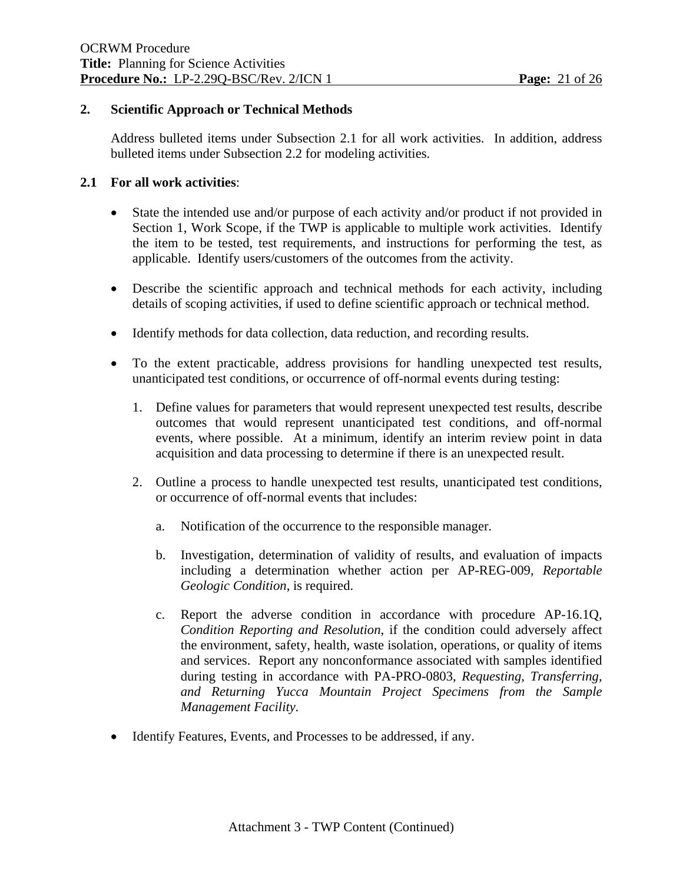## 2. Scientific Approach or Technical Methods

Address bulleted items under Subsection 2.1 for all work activities. In addition, address bulleted items under Subsection 2.2 for modeling activities.

### 2.1 For all work activities:

- State the intended use and/or purpose of each activity and/or product if not provided in Section 1, Work Scope, if the TWP is applicable to multiple work activities. Identify the item to be tested, test requirements, and instructions for performing the test, as applicable. Identify users/customers of the outcomes from the activity.

- Describe the scientific approach and technical methods for each activity, including details of scoping activities, if used to define scientific approach or technical method.

- Identify methods for data collection, data reduction, and recording results.

- To the extent practicable, address provisions for handling unexpected test results, unanticipated test conditions, or occurrence of off-normal events during testing:

  1. Define values for parameters that would represent unexpected test results, describe outcomes that would represent unanticipated test conditions, and off-normal events, where possible. At a minimum, identify an interim review point in data acquisition and data processing to determine if there is an unexpected result.

  2. Outline a process to handle unexpected test results, unanticipated test conditions, or occurrence of off-normal events that includes:

     a. Notification of the occurrence to the responsible manager.

     b. Investigation, determination of validity of results, and evaluation of impacts including a determination whether action per AP-REG-009, *Reportable Geologic Condition*, is required.

     c. Report the adverse condition in accordance with procedure AP-16.1Q, *Condition Reporting and Resolution*, if the condition could adversely affect the environment, safety, health, waste isolation, operations, or quality of items and services. Report any nonconformance associated with samples identified during testing in accordance with PA-PRO-0803, *Requesting, Transferring, and Returning Yucca Mountain Project Specimens from the Sample Management Facility.*

- Identify Features, Events, and Processes to be addressed, if any.

Attachment 3 - TWP Content (Continued)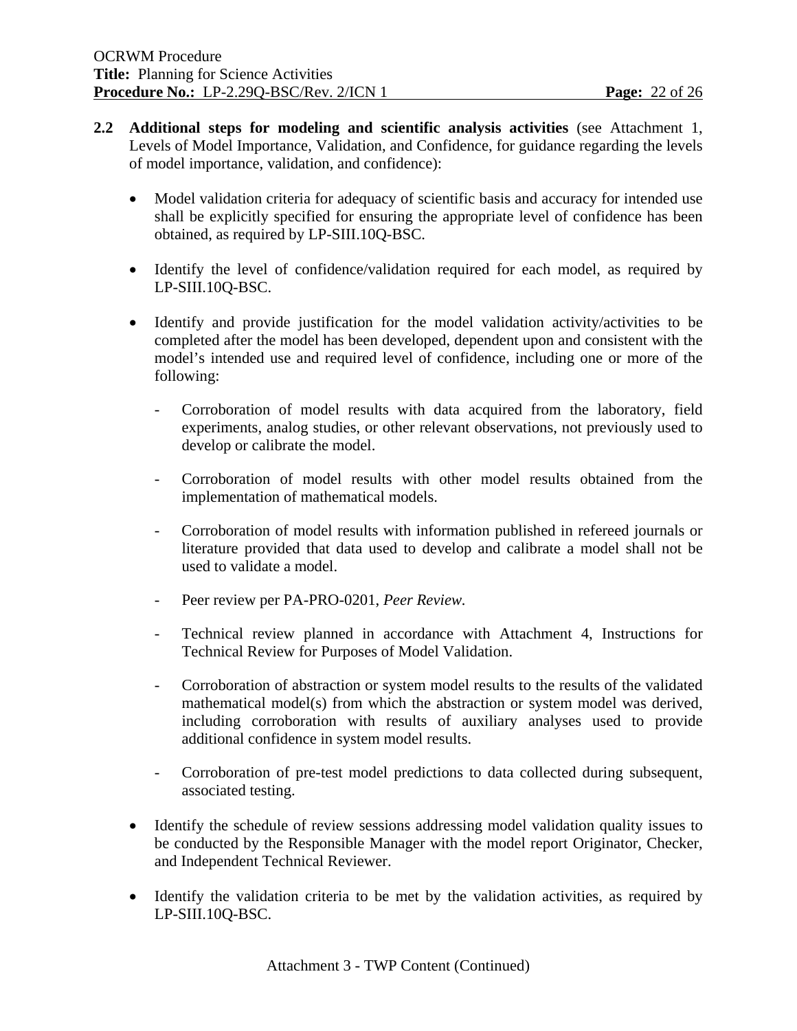**2.2 Additional steps for modeling and scientific analysis activities** (see Attachment 1, Levels of Model Importance, Validation, and Confidence, for guidance regarding the levels of model importance, validation, and confidence):

- Model validation criteria for adequacy of scientific basis and accuracy for intended use shall be explicitly specified for ensuring the appropriate level of confidence has been obtained, as required by LP-SIII.10Q-BSC.

- Identify the level of confidence/validation required for each model, as required by LP-SIII.10Q-BSC.

- Identify and provide justification for the model validation activity/activities to be completed after the model has been developed, dependent upon and consistent with the model's intended use and required level of confidence, including one or more of the following:

  - Corroboration of model results with data acquired from the laboratory, field experiments, analog studies, or other relevant observations, not previously used to develop or calibrate the model.

  - Corroboration of model results with other model results obtained from the implementation of mathematical models.

  - Corroboration of model results with information published in refereed journals or literature provided that data used to develop and calibrate a model shall not be used to validate a model.

  - Peer review per PA-PRO-0201, *Peer Review.*

  - Technical review planned in accordance with Attachment 4, Instructions for Technical Review for Purposes of Model Validation.

  - Corroboration of abstraction or system model results to the results of the validated mathematical model(s) from which the abstraction or system model was derived, including corroboration with results of auxiliary analyses used to provide additional confidence in system model results.

  - Corroboration of pre-test model predictions to data collected during subsequent, associated testing.

- Identify the schedule of review sessions addressing model validation quality issues to be conducted by the Responsible Manager with the model report Originator, Checker, and Independent Technical Reviewer.

- Identify the validation criteria to be met by the validation activities, as required by LP-SIII.10Q-BSC.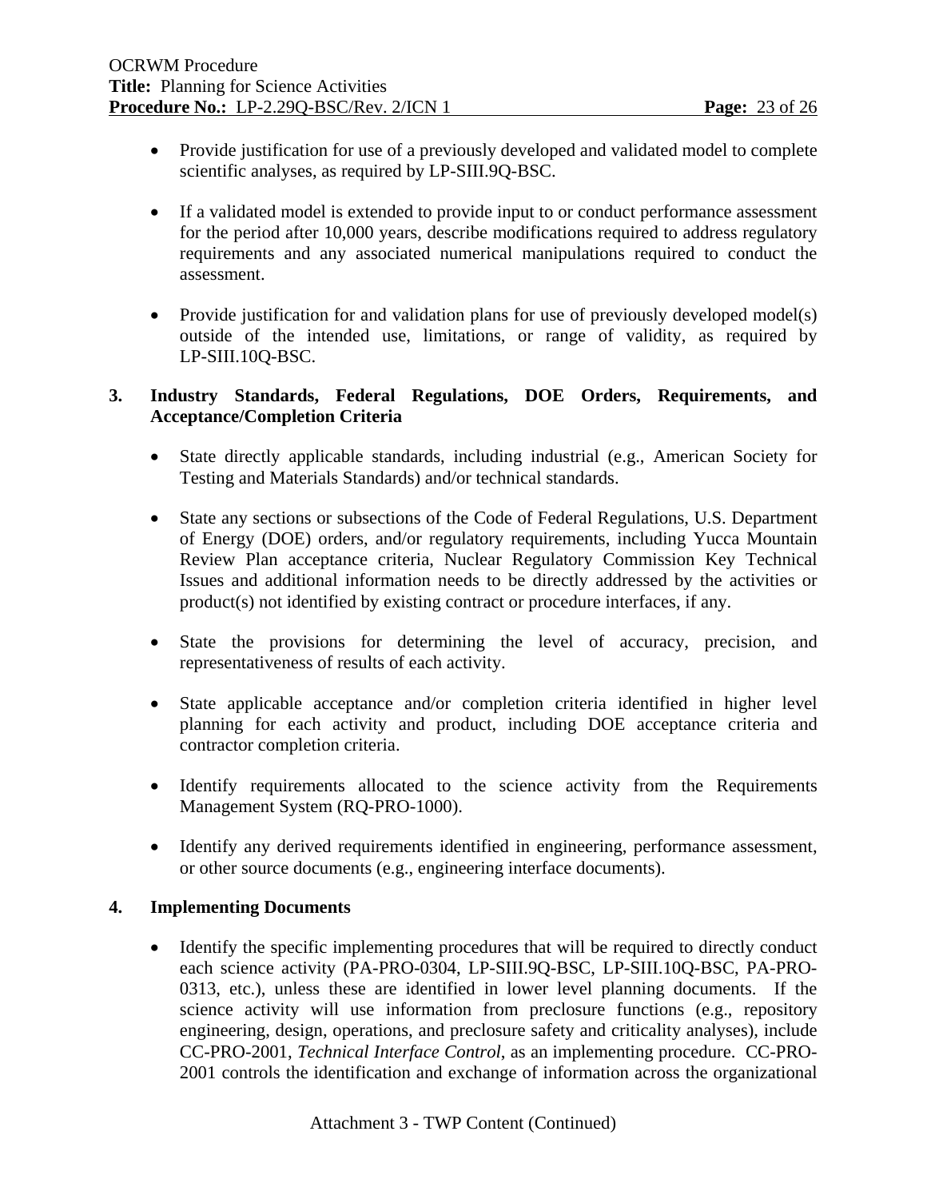- Provide justification for use of a previously developed and validated model to complete scientific analyses, as required by LP-SIII.9Q-BSC.

- If a validated model is extended to provide input to or conduct performance assessment for the period after 10,000 years, describe modifications required to address regulatory requirements and any associated numerical manipulations required to conduct the assessment.

- Provide justification for and validation plans for use of previously developed model(s) outside of the intended use, limitations, or range of validity, as required by LP-SIII.10Q-BSC.

**3. Industry Standards, Federal Regulations, DOE Orders, Requirements, and Acceptance/Completion Criteria**

- State directly applicable standards, including industrial (e.g., American Society for Testing and Materials Standards) and/or technical standards.

- State any sections or subsections of the Code of Federal Regulations, U.S. Department of Energy (DOE) orders, and/or regulatory requirements, including Yucca Mountain Review Plan acceptance criteria, Nuclear Regulatory Commission Key Technical Issues and additional information needs to be directly addressed by the activities or product(s) not identified by existing contract or procedure interfaces, if any.

- State the provisions for determining the level of accuracy, precision, and representativeness of results of each activity.

- State applicable acceptance and/or completion criteria identified in higher level planning for each activity and product, including DOE acceptance criteria and contractor completion criteria.

- Identify requirements allocated to the science activity from the Requirements Management System (RQ-PRO-1000).

- Identify any derived requirements identified in engineering, performance assessment, or other source documents (e.g., engineering interface documents).

**4. Implementing Documents**

- Identify the specific implementing procedures that will be required to directly conduct each science activity (PA-PRO-0304, LP-SIII.9Q-BSC, LP-SIII.10Q-BSC, PA-PRO-0313, etc.), unless these are identified in lower level planning documents. If the science activity will use information from preclosure functions (e.g., repository engineering, design, operations, and preclosure safety and criticality analyses), include CC-PRO-2001, *Technical Interface Control*, as an implementing procedure. CC-PRO-2001 controls the identification and exchange of information across the organizational

Attachment 3 - TWP Content (Continued)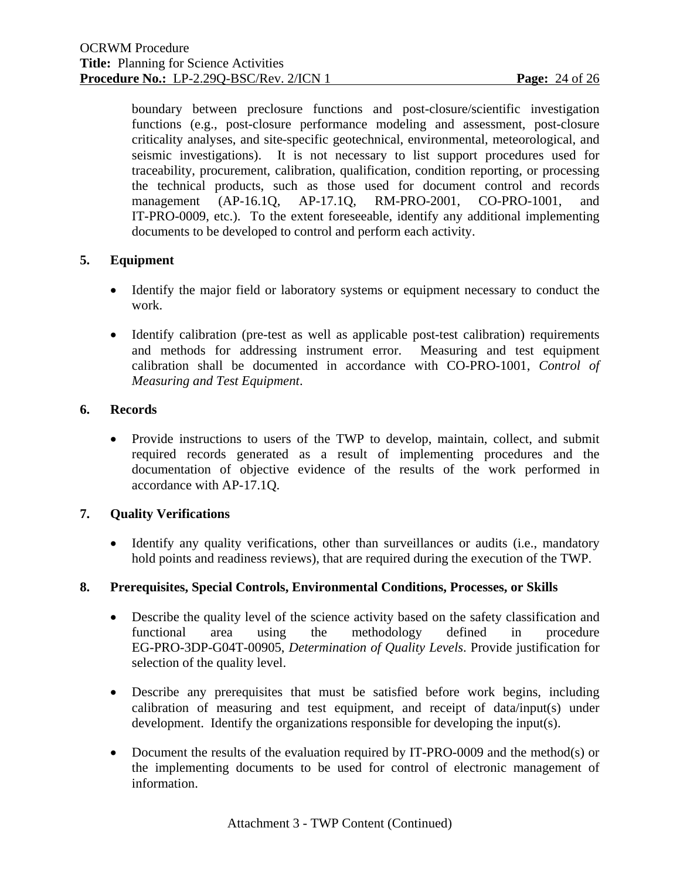boundary between preclosure functions and post-closure/scientific investigation functions (e.g., post-closure performance modeling and assessment, post-closure criticality analyses, and site-specific geotechnical, environmental, meteorological, and seismic investigations). It is not necessary to list support procedures used for traceability, procurement, calibration, qualification, condition reporting, or processing the technical products, such as those used for document control and records management (AP-16.1Q, AP-17.1Q, RM-PRO-2001, CO-PRO-1001, and IT-PRO-0009, etc.). To the extent foreseeable, identify any additional implementing documents to be developed to control and perform each activity.

**5. Equipment**

- Identify the major field or laboratory systems or equipment necessary to conduct the work.

- Identify calibration (pre-test as well as applicable post-test calibration) requirements and methods for addressing instrument error. Measuring and test equipment calibration shall be documented in accordance with CO-PRO-1001, *Control of Measuring and Test Equipment*.

**6. Records**

- Provide instructions to users of the TWP to develop, maintain, collect, and submit required records generated as a result of implementing procedures and the documentation of objective evidence of the results of the work performed in accordance with AP-17.1Q.

**7. Quality Verifications**

- Identify any quality verifications, other than surveillances or audits (i.e., mandatory hold points and readiness reviews), that are required during the execution of the TWP.

**8. Prerequisites, Special Controls, Environmental Conditions, Processes, or Skills**

- Describe the quality level of the science activity based on the safety classification and functional area using the methodology defined in procedure EG-PRO-3DP-G04T-00905, *Determination of Quality Levels*. Provide justification for selection of the quality level.

- Describe any prerequisites that must be satisfied before work begins, including calibration of measuring and test equipment, and receipt of data/input(s) under development. Identify the organizations responsible for developing the input(s).

- Document the results of the evaluation required by IT-PRO-0009 and the method(s) or the implementing documents to be used for control of electronic management of information.

Attachment 3 - TWP Content (Continued)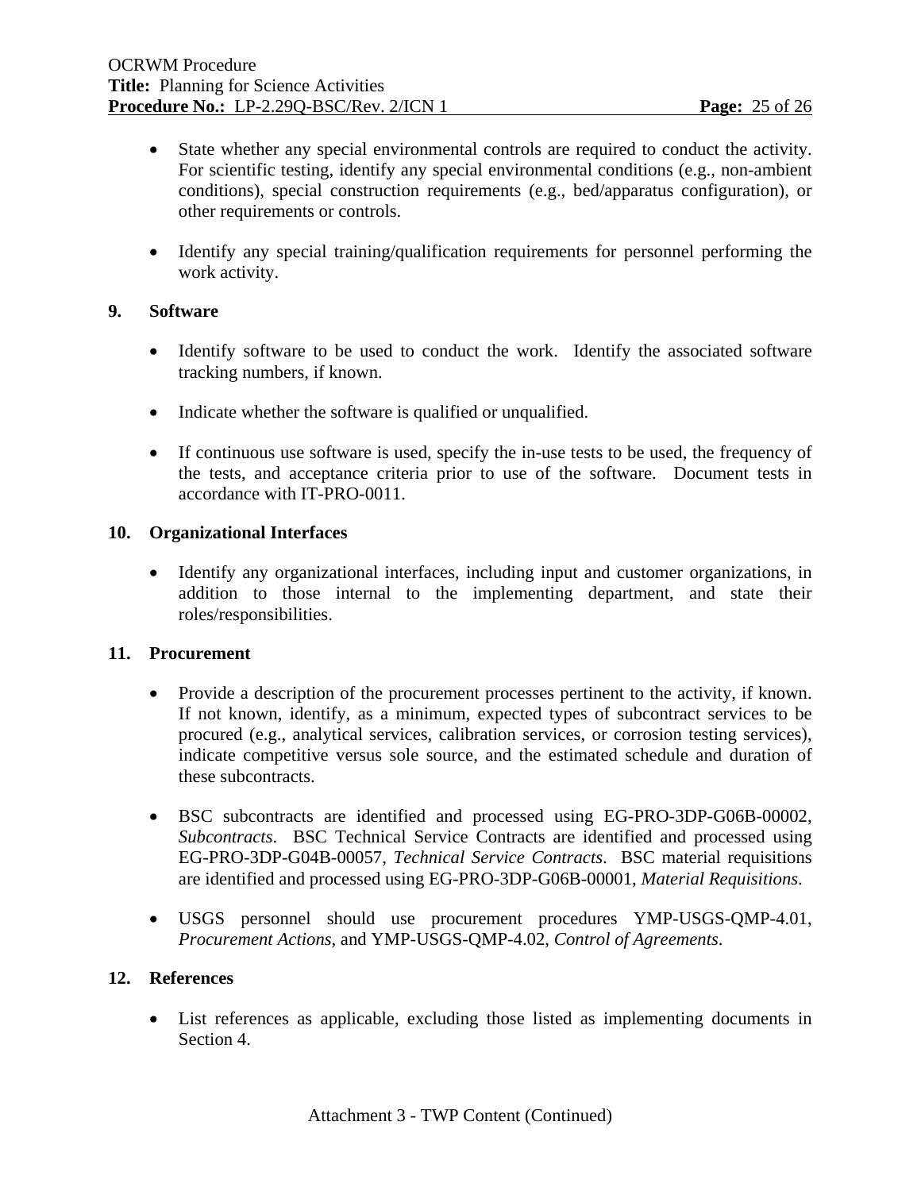- State whether any special environmental controls are required to conduct the activity. For scientific testing, identify any special environmental conditions (e.g., non-ambient conditions), special construction requirements (e.g., bed/apparatus configuration), or other requirements or controls.

- Identify any special training/qualification requirements for personnel performing the work activity.

**9. Software**

- Identify software to be used to conduct the work. Identify the associated software tracking numbers, if known.

- Indicate whether the software is qualified or unqualified.

- If continuous use software is used, specify the in-use tests to be used, the frequency of the tests, and acceptance criteria prior to use of the software. Document tests in accordance with IT-PRO-0011.

**10. Organizational Interfaces**

- Identify any organizational interfaces, including input and customer organizations, in addition to those internal to the implementing department, and state their roles/responsibilities.

**11. Procurement**

- Provide a description of the procurement processes pertinent to the activity, if known. If not known, identify, as a minimum, expected types of subcontract services to be procured (e.g., analytical services, calibration services, or corrosion testing services), indicate competitive versus sole source, and the estimated schedule and duration of these subcontracts.

- BSC subcontracts are identified and processed using EG-PRO-3DP-G06B-00002, *Subcontracts*. BSC Technical Service Contracts are identified and processed using EG-PRO-3DP-G04B-00057, *Technical Service Contracts*. BSC material requisitions are identified and processed using EG-PRO-3DP-G06B-00001, *Material Requisitions*.

- USGS personnel should use procurement procedures YMP-USGS-QMP-4.01, *Procurement Actions*, and YMP-USGS-QMP-4.02, *Control of Agreements*.

**12. References**

- List references as applicable, excluding those listed as implementing documents in Section 4.

Attachment 3 - TWP Content (Continued)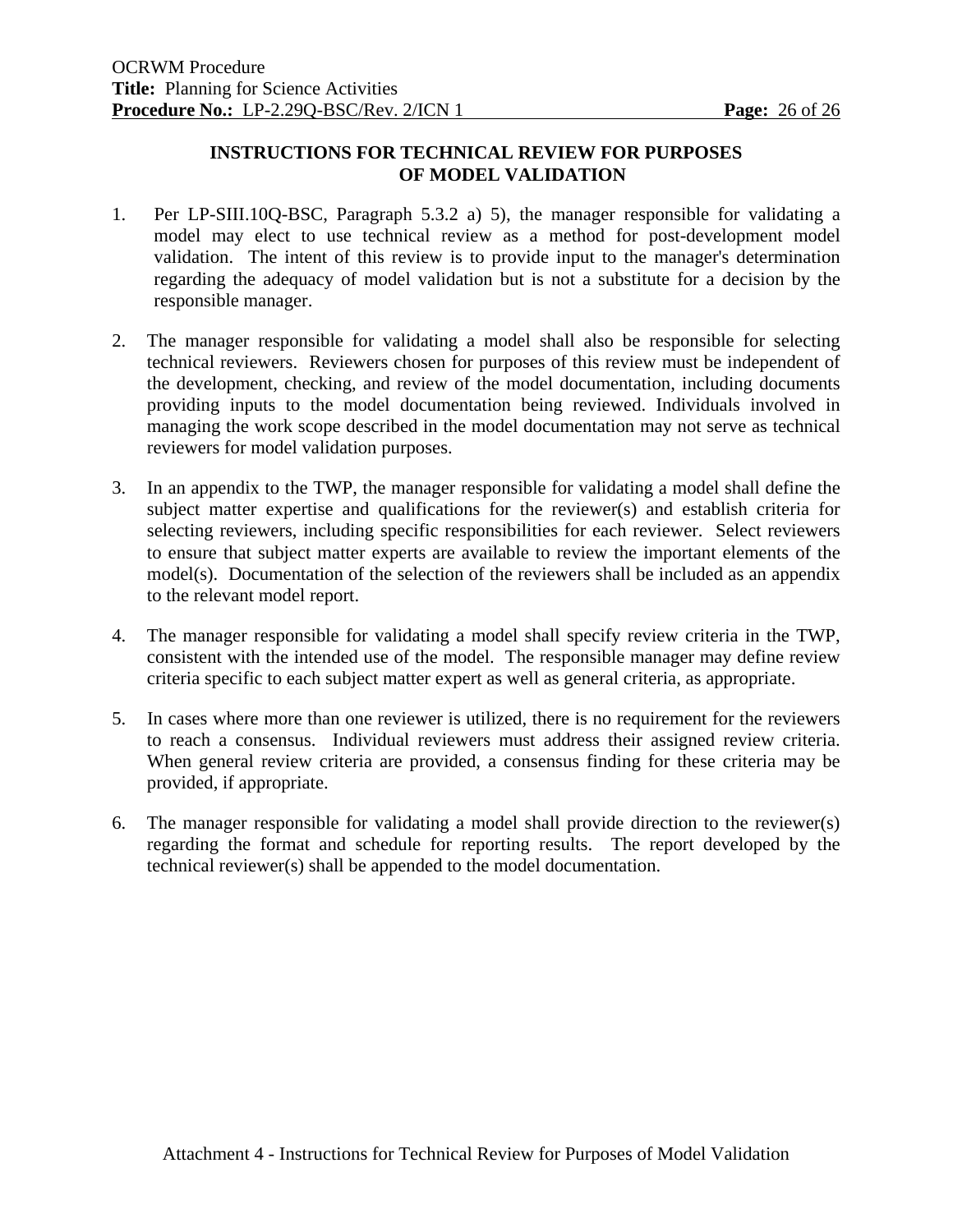## INSTRUCTIONS FOR TECHNICAL REVIEW FOR PURPOSES OF MODEL VALIDATION

1. Per LP-SIII.10Q-BSC, Paragraph 5.3.2 a) 5), the manager responsible for validating a model may elect to use technical review as a method for post-development model validation. The intent of this review is to provide input to the manager's determination regarding the adequacy of model validation but is not a substitute for a decision by the responsible manager.

2. The manager responsible for validating a model shall also be responsible for selecting technical reviewers. Reviewers chosen for purposes of this review must be independent of the development, checking, and review of the model documentation, including documents providing inputs to the model documentation being reviewed. Individuals involved in managing the work scope described in the model documentation may not serve as technical reviewers for model validation purposes.

3. In an appendix to the TWP, the manager responsible for validating a model shall define the subject matter expertise and qualifications for the reviewer(s) and establish criteria for selecting reviewers, including specific responsibilities for each reviewer. Select reviewers to ensure that subject matter experts are available to review the important elements of the model(s). Documentation of the selection of the reviewers shall be included as an appendix to the relevant model report.

4. The manager responsible for validating a model shall specify review criteria in the TWP, consistent with the intended use of the model. The responsible manager may define review criteria specific to each subject matter expert as well as general criteria, as appropriate.

5. In cases where more than one reviewer is utilized, there is no requirement for the reviewers to reach a consensus. Individual reviewers must address their assigned review criteria. When general review criteria are provided, a consensus finding for these criteria may be provided, if appropriate.

6. The manager responsible for validating a model shall provide direction to the reviewer(s) regarding the format and schedule for reporting results. The report developed by the technical reviewer(s) shall be appended to the model documentation.

Attachment 4 - Instructions for Technical Review for Purposes of Model Validation